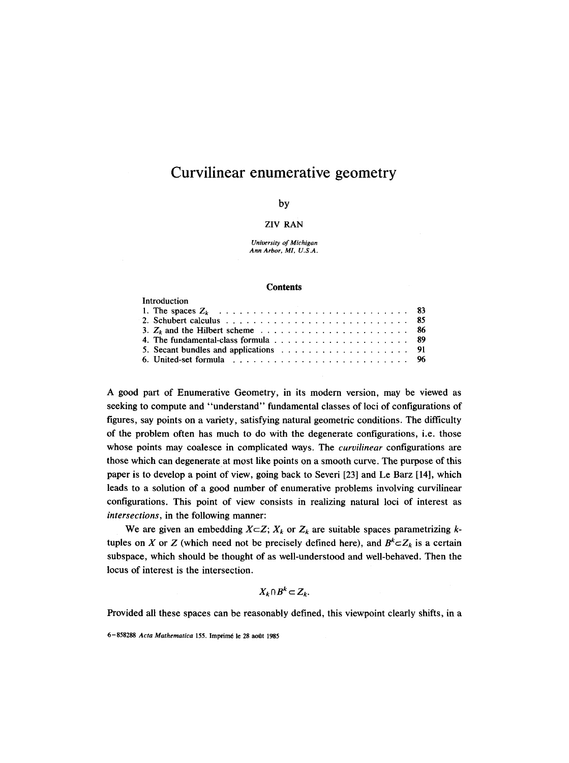# Curvilinear enumerative geometry

by

ZIV RAN

*University of Michigan*
*Ann Arbor, MI, U.S.A.*

## Contents

Introduction
1. The spaces $Z_k$ . . . . . . . . . . . . . . . . . . . . . . . . . . 83
2. Schubert calculus . . . . . . . . . . . . . . . . . . . . . . . . . . 85
3. $Z_k$ and the Hilbert scheme . . . . . . . . . . . . . . . . . . . . . 86
4. The fundamental-class formula . . . . . . . . . . . . . . . . . . . . 89
5. Secant bundles and applications . . . . . . . . . . . . . . . . . . . 91
6. United-set formula . . . . . . . . . . . . . . . . . . . . . . . . . 96

A good part of Enumerative Geometry, in its modern version, may be viewed as seeking to compute and "understand" fundamental classes of loci of configurations of figures, say points on a variety, satisfying natural geometric conditions. The difficulty of the problem often has much to do with the degenerate configurations, i.e. those whose points may coalesce in complicated ways. The *curvilinear* configurations are those which can degenerate at most like points on a smooth curve. The purpose of this paper is to develop a point of view, going back to Severi [23] and Le Barz [14], which leads to a solution of a good number of enumerative problems involving curvilinear configurations. This point of view consists in realizing natural loci of interest as *intersections*, in the following manner:

We are given an embedding $X \subset Z$; $X_k$ or $Z_k$ are suitable spaces parametrizing $k$-tuples on $X$ or $Z$ (which need not be precisely defined here), and $B^k \subset Z_k$ is a certain subspace, which should be thought of as well-understood and well-behaved. Then the locus of interest is the intersection.

$$X_k \cap B^k \subset Z_k.$$

Provided all these spaces can be reasonably defined, this viewpoint clearly shifts, in a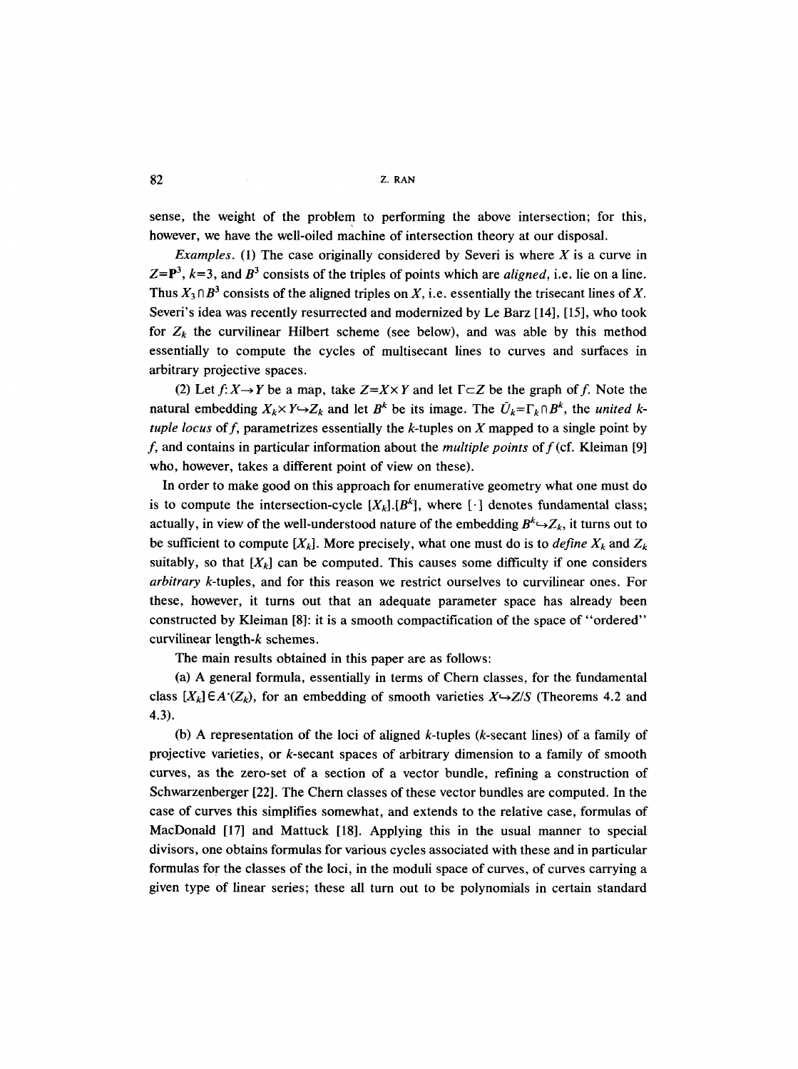sense, the weight of the problem to performing the above intersection; for this, however, we have the well-oiled machine of intersection theory at our disposal.

*Examples.* (1) The case originally considered by Severi is where $X$ is a curve in $Z=\mathbf{P}^3$, $k=3$, and $B^3$ consists of the triples of points which are *aligned*, i.e. lie on a line. Thus $X_3 \cap B^3$ consists of the aligned triples on $X$, i.e. essentially the trisecant lines of $X$. Severi's idea was recently resurrected and modernized by Le Barz [14], [15], who took for $Z_k$ the curvilinear Hilbert scheme (see below), and was able by this method essentially to compute the cycles of multisecant lines to curves and surfaces in arbitrary projective spaces.

(2) Let $f: X \to Y$ be a map, take $Z=X\times Y$ and let $\Gamma \subset Z$ be the graph of $f$. Note the natural embedding $X_k \times Y \hookrightarrow Z_k$ and let $B^k$ be its image. The $\tilde{U}_k = \Gamma_k \cap B^k$, the *united k-tuple locus* of $f$, parametrizes essentially the $k$-tuples on $X$ mapped to a single point by $f$, and contains in particular information about the *multiple points* of $f$ (cf. Kleiman [9] who, however, takes a different point of view on these).

In order to make good on this approach for enumerative geometry what one must do is to compute the intersection-cycle $[X_k].[B^k]$, where $[\cdot]$ denotes fundamental class; actually, in view of the well-understood nature of the embedding $B^k \hookrightarrow Z_k$, it turns out to be sufficient to compute $[X_k]$. More precisely, what one must do is to *define* $X_k$ and $Z_k$ suitably, so that $[X_k]$ can be computed. This causes some difficulty if one considers *arbitrary* $k$-tuples, and for this reason we restrict ourselves to curvilinear ones. For these, however, it turns out that an adequate parameter space has already been constructed by Kleiman [8]: it is a smooth compactification of the space of "ordered" curvilinear length-$k$ schemes.

The main results obtained in this paper are as follows:

(a) A general formula, essentially in terms of Chern classes, for the fundamental class $[X_k] \in A^{\cdot}(Z_k)$, for an embedding of smooth varieties $X \hookrightarrow Z/S$ (Theorems 4.2 and 4.3).

(b) A representation of the loci of aligned $k$-tuples ($k$-secant lines) of a family of projective varieties, or $k$-secant spaces of arbitrary dimension to a family of smooth curves, as the zero-set of a section of a vector bundle, refining a construction of Schwarzenberger [22]. The Chern classes of these vector bundles are computed. In the case of curves this simplifies somewhat, and extends to the relative case, formulas of MacDonald [17] and Mattuck [18]. Applying this in the usual manner to special divisors, one obtains formulas for various cycles associated with these and in particular formulas for the classes of the loci, in the moduli space of curves, of curves carrying a given type of linear series; these all turn out to be polynomials in certain standard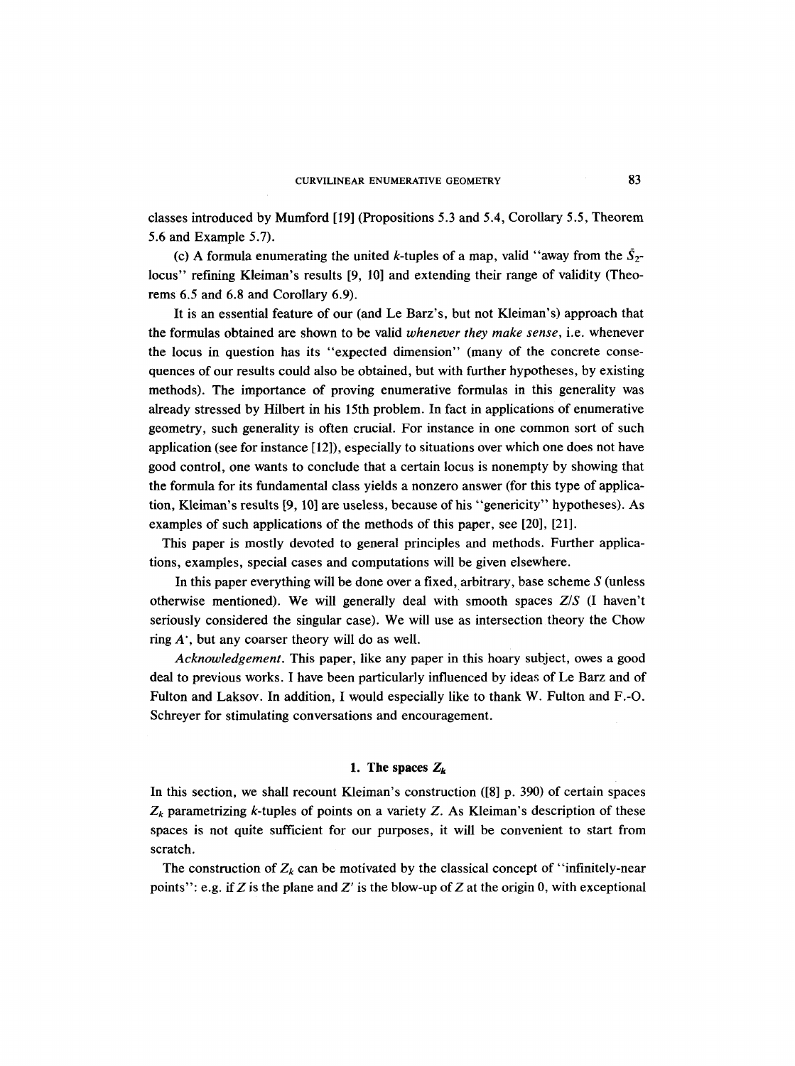classes introduced by Mumford [19] (Propositions 5.3 and 5.4, Corollary 5.5, Theorem 5.6 and Example 5.7).

(c) A formula enumerating the united $k$-tuples of a map, valid "away from the $\bar{S}_2$-locus" refining Kleiman's results [9, 10] and extending their range of validity (Theorems 6.5 and 6.8 and Corollary 6.9).

It is an essential feature of our (and Le Barz's, but not Kleiman's) approach that the formulas obtained are shown to be valid *whenever they make sense*, i.e. whenever the locus in question has its "expected dimension" (many of the concrete consequences of our results could also be obtained, but with further hypotheses, by existing methods). The importance of proving enumerative formulas in this generality was already stressed by Hilbert in his 15th problem. In fact in applications of enumerative geometry, such generality is often crucial. For instance in one common sort of such application (see for instance [12]), especially to situations over which one does not have good control, one wants to conclude that a certain locus is nonempty by showing that the formula for its fundamental class yields a nonzero answer (for this type of application, Kleiman's results [9, 10] are useless, because of his "genericity" hypotheses). As examples of such applications of the methods of this paper, see [20], [21].

This paper is mostly devoted to general principles and methods. Further applications, examples, special cases and computations will be given elsewhere.

In this paper everything will be done over a fixed, arbitrary, base scheme $S$ (unless otherwise mentioned). We will generally deal with smooth spaces $Z/S$ (I haven't seriously considered the singular case). We will use as intersection theory the Chow ring $A^{\cdot}$, but any coarser theory will do as well.

*Acknowledgement.* This paper, like any paper in this hoary subject, owes a good deal to previous works. I have been particularly influenced by ideas of Le Barz and of Fulton and Laksov. In addition, I would especially like to thank W. Fulton and F.-O. Schreyer for stimulating conversations and encouragement.

## 1. The spaces $Z_k$

In this section, we shall recount Kleiman's construction ([8] p. 390) of certain spaces $Z_k$ parametrizing $k$-tuples of points on a variety $Z$. As Kleiman's description of these spaces is not quite sufficient for our purposes, it will be convenient to start from scratch.

The construction of $Z_k$ can be motivated by the classical concept of "infinitely-near points": e.g. if $Z$ is the plane and $Z'$ is the blow-up of $Z$ at the origin 0, with exceptional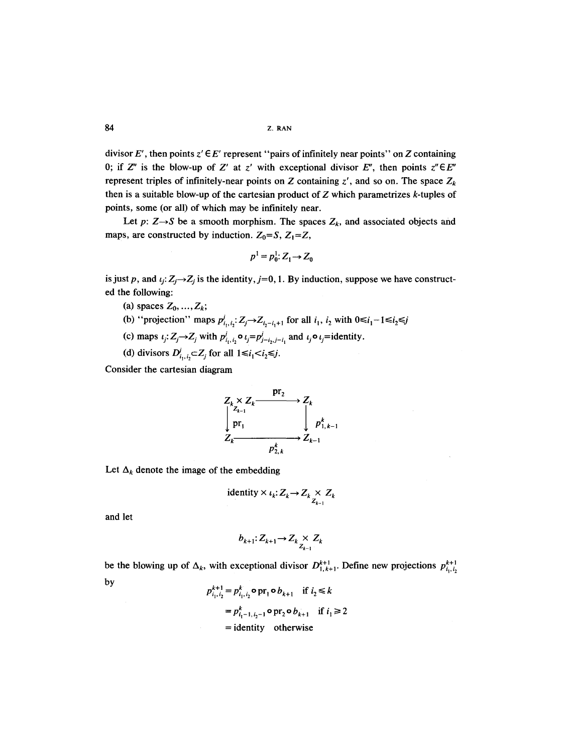divisor $E'$, then points $z' \in E'$ represent "pairs of infinitely near points" on $Z$ containing 0; if $Z''$ is the blow-up of $Z'$ at $z'$ with exceptional divisor $E''$, then points $z'' \in E''$ represent triples of infinitely-near points on $Z$ containing $z'$, and so on. The space $Z_k$ then is a suitable blow-up of the cartesian product of $Z$ which parametrizes $k$-tuples of points, some (or all) of which may be infinitely near.

Let $p: Z \to S$ be a smooth morphism. The spaces $Z_k$, and associated objects and maps, are constructed by induction. $Z_0 = S$, $Z_1 = Z$,

$$p^1 = p_0^1: Z_1 \to Z_0$$

is just $p$, and $\iota_j: Z_j \to Z_j$ is the identity, $j = 0, 1$. By induction, suppose we have constructed the following:

(a) spaces $Z_0, \ldots, Z_k$;

(b) "projection" maps $p^j_{i_1, i_2}: Z_j \to Z_{i_2 - i_1 + 1}$ for all $i_1$, $i_2$ with $0 \leq i_1 - 1 \leq i_2 \leq j$

(c) maps $\iota_j: Z_j \to Z_j$ with $p^j_{i_1, i_2} \circ \iota_j = p^j_{j - i_2, j - i_1}$ and $\iota_j \circ \iota_j = \text{identity}$.

(d) divisors $D^j_{i_1, i_2} \subset Z_j$ for all $1 \leq i_1 < i_2 \leq j$.

Consider the cartesian diagram

$$\begin{array}{ccc}
Z_k \underset{Z_{k-1}}{\times} Z_k & \xrightarrow{\ \mathrm{pr}_2\ } & Z_k \\
\Big\downarrow \mathrm{pr}_1 & & \Big\downarrow p^k_{1,k-1} \\
Z_k & \xrightarrow[\ p^k_{2,k}\ ]{} & Z_{k-1}
\end{array}$$

Let $\Delta_k$ denote the image of the embedding

$$\text{identity} \times \iota_k: Z_k \to Z_k \underset{Z_{k-1}}{\times} Z_k$$

and let

$$b_{k+1}: Z_{k+1} \to Z_k \underset{Z_{k-1}}{\times} Z_k$$

be the blowing up of $\Delta_k$, with exceptional divisor $D^{k+1}_{1,k+1}$. Define new projections $p^{k+1}_{i_1, i_2}$ by

$$\begin{aligned}
p^{k+1}_{i_1, i_2} &= p^k_{i_1, i_2} \circ \mathrm{pr}_1 \circ b_{k+1} \quad \text{if } i_2 \leq k \\
&= p^k_{i_1 - 1, i_2 - 1} \circ \mathrm{pr}_2 \circ b_{k+1} \quad \text{if } i_1 \geq 2 \\
&= \text{identity} \quad \text{otherwise}
\end{aligned}$$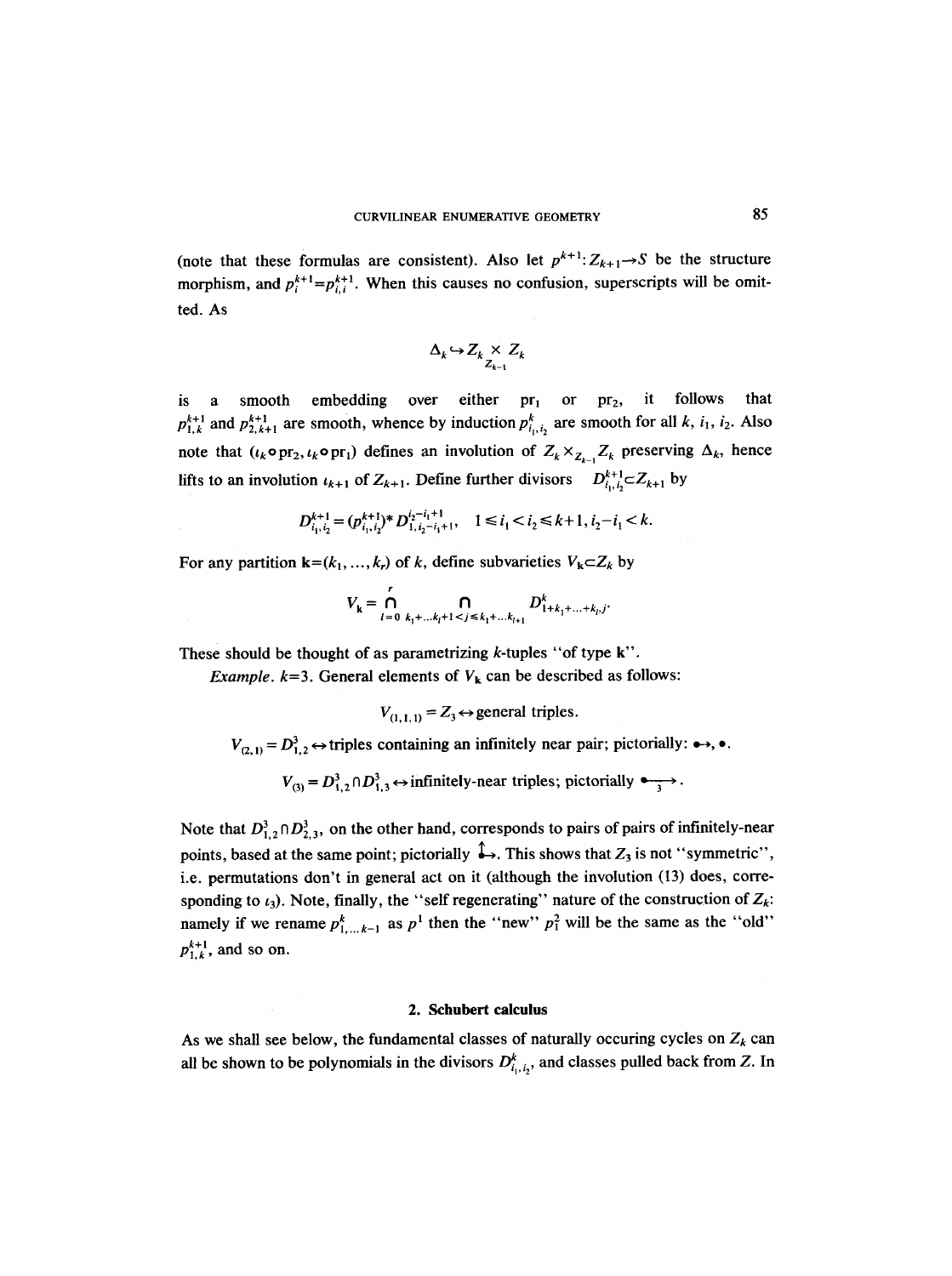(note that these formulas are consistent). Also let $p^{k+1}: Z_{k+1} \to S$ be the structure morphism, and $p_i^{k+1} = p_{i,i}^{k+1}$. When this causes no confusion, superscripts will be omitted. As

$$\Delta_k \hookrightarrow Z_k \underset{Z_{k-1}}{\times} Z_k$$

is a smooth embedding over either $\mathrm{pr}_1$ or $\mathrm{pr}_2$, it follows that $p_{1,k}^{k+1}$ and $p_{2,k+1}^{k+1}$ are smooth, whence by induction $p_{i_1,i_2}^k$ are smooth for all $k$, $i_1$, $i_2$. Also note that $(\iota_k \circ \mathrm{pr}_2, \iota_k \circ \mathrm{pr}_1)$ defines an involution of $Z_k \times_{Z_{k-1}} Z_k$ preserving $\Delta_k$, hence lifts to an involution $\iota_{k+1}$ of $Z_{k+1}$. Define further divisors $D_{i_1,i_2}^{k+1} \subset Z_{k+1}$ by

$$D_{i_1,i_2}^{k+1} = (p_{i_1,i_2}^{k+1})^* D_{1,i_2-i_1+1}^{i_2-i_1+1}, \quad 1 \le i_1 < i_2 \le k+1, i_2 - i_1 < k.$$

For any partition $\mathbf{k} = (k_1, \ldots, k_r)$ of $k$, define subvarieties $V_{\mathbf{k}} \subset Z_k$ by

$$V_{\mathbf{k}} = \bigcap_{l=0}^{r} \bigcap_{k_1+\ldots k_l+1 < j \le k_1+\ldots k_{l+1}} D_{1+k_1+\ldots+k_l,j}^k.$$

These should be thought of as parametrizing $k$-tuples "of type $\mathbf{k}$".

*Example.* $k=3$. General elements of $V_{\mathbf{k}}$ can be described as follows:

$$V_{(1,1,1)} = Z_3 \leftrightarrow \text{general triples.}$$

$$V_{(2,1)} = D_{1,2}^3 \leftrightarrow \text{triples containing an infinitely near pair; pictorially: } \bullet\!\!\rightarrow, \bullet.$$

$$V_{(3)} = D_{1,2}^3 \cap D_{1,3}^3 \leftrightarrow \text{infinitely-near triples; pictorially } \bullet\!\xrightarrow[3]{}.$$

Note that $D_{1,2}^3 \cap D_{2,3}^3$, on the other hand, corresponds to pairs of pairs of infinitely-near points, based at the same point; pictorially $\uparrow\!\!\!\bullet\!\!\!\rightarrow$. This shows that $Z_3$ is not "symmetric", i.e. permutations don't in general act on it (although the involution (13) does, corresponding to $\iota_3$). Note, finally, the "self regenerating" nature of the construction of $Z_k$: namely if we rename $p_{1,\ldots k-1}^k$ as $p^1$ then the "new" $p_1^2$ will be the same as the "old" $p_{1,k}^{k+1}$, and so on.

## 2. Schubert calculus

As we shall see below, the fundamental classes of naturally occuring cycles on $Z_k$ can all be shown to be polynomials in the divisors $D_{i_1,i_2}^k$, and classes pulled back from $Z$. In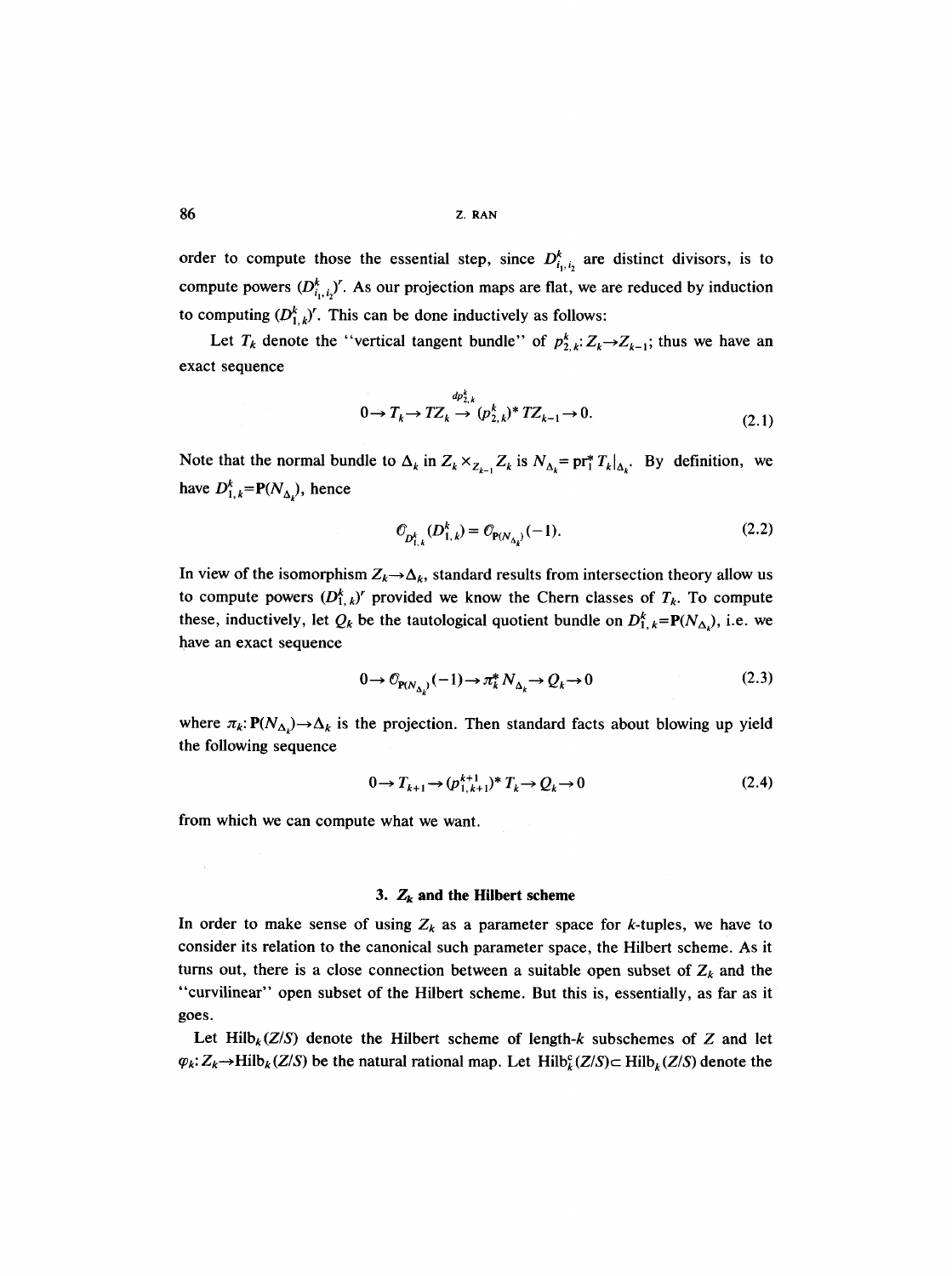order to compute those the essential step, since $D^k_{i_1,i_2}$ are distinct divisors, is to compute powers $(D^k_{i_1,i_2})^r$. As our projection maps are flat, we are reduced by induction to computing $(D^k_{1,k})^r$. This can be done inductively as follows:

Let $T_k$ denote the "vertical tangent bundle" of $p^k_{2,k}: Z_k \to Z_{k-1}$; thus we have an exact sequence

$$0 \to T_k \to TZ_k \overset{dp^k_{2,k}}{\to} (p^k_{2,k})^* TZ_{k-1} \to 0. \tag{2.1}$$

Note that the normal bundle to $\Delta_k$ in $Z_k \times_{Z_{k-1}} Z_k$ is $N_{\Delta_k} = \mathrm{pr}_1^* T_k|_{\Delta_k}$. By definition, we have $D^k_{1,k} = \mathbf{P}(N_{\Delta_k})$, hence

$$\mathcal{O}_{D^k_{1,k}}(D^k_{1,k}) = \mathcal{O}_{\mathbf{P}(N_{\Delta_k})}(-1). \tag{2.2}$$

In view of the isomorphism $Z_k \to \Delta_k$, standard results from intersection theory allow us to compute powers $(D^k_{1,k})^r$ provided we know the Chern classes of $T_k$. To compute these, inductively, let $Q_k$ be the tautological quotient bundle on $D^k_{1,k} = \mathbf{P}(N_{\Delta_k})$, i.e. we have an exact sequence

$$0 \to \mathcal{O}_{\mathbf{P}(N_{\Delta_k})}(-1) \to \pi_k^* N_{\Delta_k} \to Q_k \to 0 \tag{2.3}$$

where $\pi_k: \mathbf{P}(N_{\Delta_k}) \to \Delta_k$ is the projection. Then standard facts about blowing up yield the following sequence

$$0 \to T_{k+1} \to (p^{k+1}_{1,k+1})^* T_k \to Q_k \to 0 \tag{2.4}$$

from which we can compute what we want.

## 3. $Z_k$ and the Hilbert scheme

In order to make sense of using $Z_k$ as a parameter space for $k$-tuples, we have to consider its relation to the canonical such parameter space, the Hilbert scheme. As it turns out, there is a close connection between a suitable open subset of $Z_k$ and the "curvilinear" open subset of the Hilbert scheme. But this is, essentially, as far as it goes.

Let $\mathrm{Hilb}_k(Z/S)$ denote the Hilbert scheme of length-$k$ subschemes of $Z$ and let $\varphi_k: Z_k \to \mathrm{Hilb}_k(Z/S)$ be the natural rational map. Let $\mathrm{Hilb}^c_k(Z/S) \subset \mathrm{Hilb}_k(Z/S)$ denote the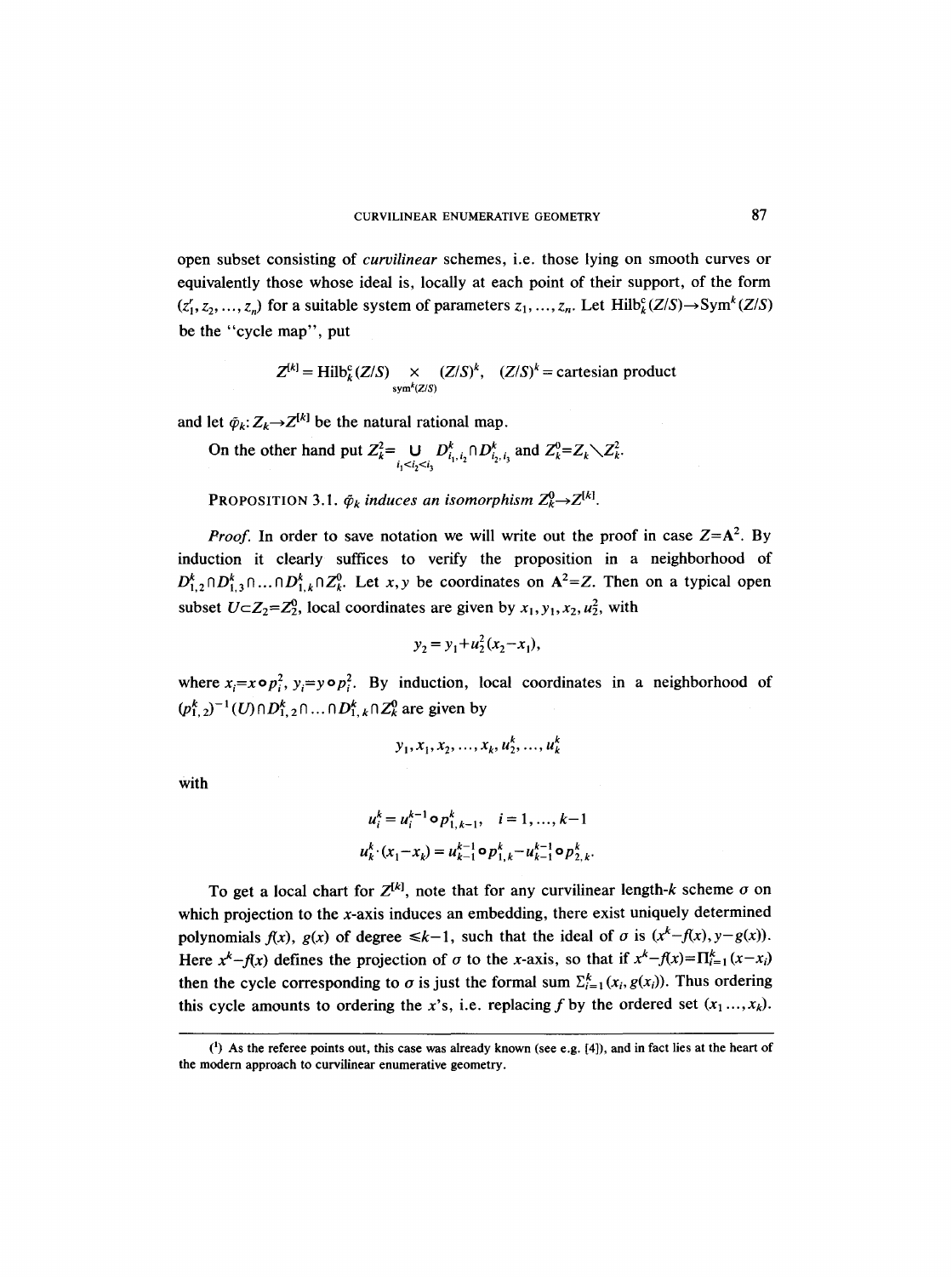open subset consisting of *curvilinear* schemes, i.e. those lying on smooth curves or equivalently those whose ideal is, locally at each point of their support, of the form $(z_1^r, z_2, \ldots, z_n)$ for a suitable system of parameters $z_1, \ldots, z_n$. Let $\mathrm{Hilb}_k^c(Z/S) \to \mathrm{Sym}^k(Z/S)$ be the "cycle map", put

$$Z^{[k]} = \mathrm{Hilb}_k^c(Z/S) \underset{\mathrm{sym}^k(Z/S)}{\times} (Z/S)^k, \quad (Z/S)^k = \text{cartesian product}$$

and let $\bar{\varphi}_k : Z_k \to Z^{[k]}$ be the natural rational map.

On the other hand put $Z_k^2 = \bigcup_{i_1 < i_2 < i_3} D_{i_1, i_2}^k \cap D_{i_2, i_3}^k$ and $Z_k^0 = Z_k \setminus Z_k^2$.

PROPOSITION 3.1. *$\bar{\varphi}_k$ induces an isomorphism $Z_k^0 \to Z^{[k]}$.*

*Proof.* In order to save notation we will write out the proof in case $Z = \mathbf{A}^2$. By induction it clearly suffices to verify the proposition in a neighborhood of $D_{1,2}^k \cap D_{1,3}^k \cap \ldots \cap D_{1,k}^k \cap Z_k^0$. Let $x, y$ be coordinates on $\mathbf{A}^2 = Z$. Then on a typical open subset $U \subset Z_2 = Z_2^0$, local coordinates are given by $x_1, y_1, x_2, u_2^2$, with

$$y_2 = y_1 + u_2^2 (x_2 - x_1),$$

where $x_i = x \circ p_i^2$, $y_i = y \circ p_i^2$. By induction, local coordinates in a neighborhood of $(p_{1,2}^k)^{-1}(U) \cap D_{1,2}^k \cap \ldots \cap D_{1,k}^k \cap Z_k^0$ are given by

$$y_1, x_1, x_2, \ldots, x_k, u_2^k, \ldots, u_k^k$$

with

$$u_i^k = u_i^{k-1} \circ p_{1,k-1}^k, \quad i = 1, \ldots, k-1$$

$$u_k^k \cdot (x_1 - x_k) = u_{k-1}^{k-1} \circ p_{1,k}^k - u_{k-1}^{k-1} \circ p_{2,k}^k.$$

To get a local chart for $Z^{[k]}$, note that for any curvilinear length-$k$ scheme $\sigma$ on which projection to the $x$-axis induces an embedding, there exist uniquely determined polynomials $f(x)$, $g(x)$ of degree $\leqslant k-1$, such that the ideal of $\sigma$ is $(x^k - f(x), y - g(x))$. Here $x^k - f(x)$ defines the projection of $\sigma$ to the $x$-axis, so that if $x^k - f(x) = \prod_{i=1}^k (x - x_i)$ then the cycle corresponding to $\sigma$ is just the formal sum $\Sigma_{i=1}^k (x_i, g(x_i))$. Thus ordering this cycle amounts to ordering the $x$'s, i.e. replacing $f$ by the ordered set $(x_1 \ldots, x_k)$.

---

(1) As the referee points out, this case was already known (see e.g. [4]), and in fact lies at the heart of the modern approach to curvilinear enumerative geometry.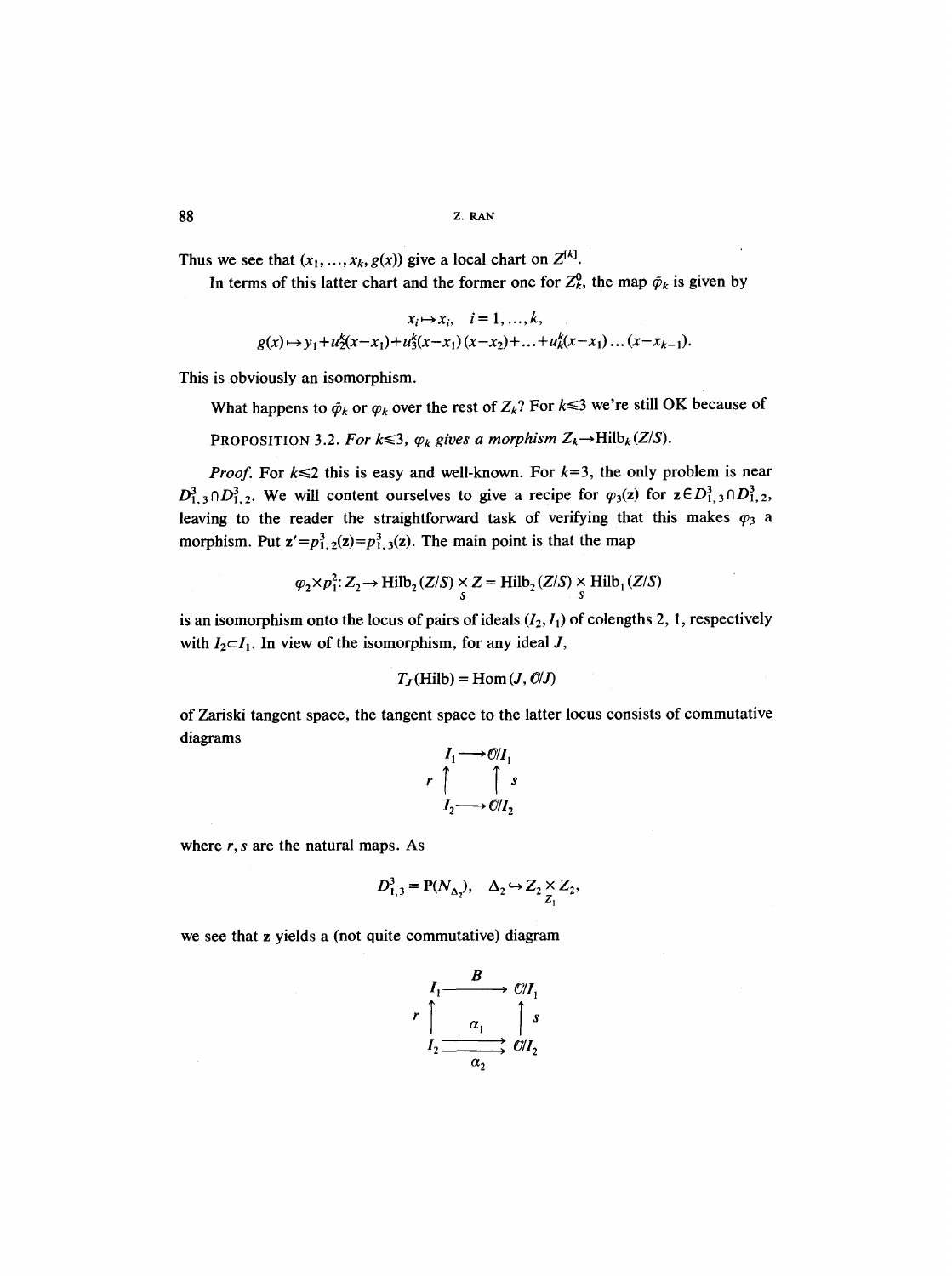Thus we see that $(x_1, \ldots, x_k, g(x))$ give a local chart on $Z^{[k]}$.

In terms of this latter chart and the former one for $Z_k^0$, the map $\bar{\varphi}_k$ is given by

$$x_i \mapsto x_i, \quad i = 1, \ldots, k,$$
$$g(x) \mapsto y_1 + u_2^k(x - x_1) + u_3^k(x - x_1)(x - x_2) + \ldots + u_k^k(x - x_1) \ldots (x - x_{k-1}).$$

This is obviously an isomorphism.

What happens to $\bar{\varphi}_k$ or $\varphi_k$ over the rest of $Z_k$? For $k \leq 3$ we're still OK because of

PROPOSITION 3.2. *For $k \leq 3$, $\varphi_k$ gives a morphism $Z_k \to \mathrm{Hilb}_k(Z/S)$.*

*Proof.* For $k \leq 2$ this is easy and well-known. For $k = 3$, the only problem is near $D_{1,3}^3 \cap D_{1,2}^3$. We will content ourselves to give a recipe for $\varphi_3(\mathbf{z})$ for $\mathbf{z} \in D_{1,3}^3 \cap D_{1,2}^3$, leaving to the reader the straightforward task of verifying that this makes $\varphi_3$ a morphism. Put $\mathbf{z}' = p_{1,2}^3(\mathbf{z}) = p_{1,3}^3(\mathbf{z})$. The main point is that the map

$$\varphi_2 \times p_1^2 \colon Z_2 \to \mathrm{Hilb}_2(Z/S) \underset{S}{\times} Z = \mathrm{Hilb}_2(Z/S) \underset{S}{\times} \mathrm{Hilb}_1(Z/S)$$

is an isomorphism onto the locus of pairs of ideals $(I_2, I_1)$ of colengths 2, 1, respectively with $I_2 \subset I_1$. In view of the isomorphism, for any ideal $J$,

$$T_J(\mathrm{Hilb}) = \mathrm{Hom}(J, \mathcal{O}/J)$$

of Zariski tangent space, the tangent space to the latter locus consists of commutative diagrams

$$\begin{array}{ccc} I_1 & \longrightarrow & \mathcal{O}/I_1 \\ {\scriptstyle r}\uparrow & & \uparrow{\scriptstyle s} \\ I_2 & \longrightarrow & \mathcal{O}/I_2 \end{array}$$

where $r, s$ are the natural maps. As

$$D_{1,3}^3 = \mathbf{P}(N_{\Delta_2}), \quad \Delta_2 \hookrightarrow Z_2 \underset{Z_1}{\times} Z_2,$$

we see that $\mathbf{z}$ yields a (not quite commutative) diagram

$$\begin{array}{ccc} I_1 & \xrightarrow{\;B\;} & \mathcal{O}/I_1 \\ {\scriptstyle r}\uparrow & & \uparrow{\scriptstyle s} \\ I_2 & \underset{\alpha_2}{\overset{\alpha_1}{\rightrightarrows}} & \mathcal{O}/I_2 \end{array}$$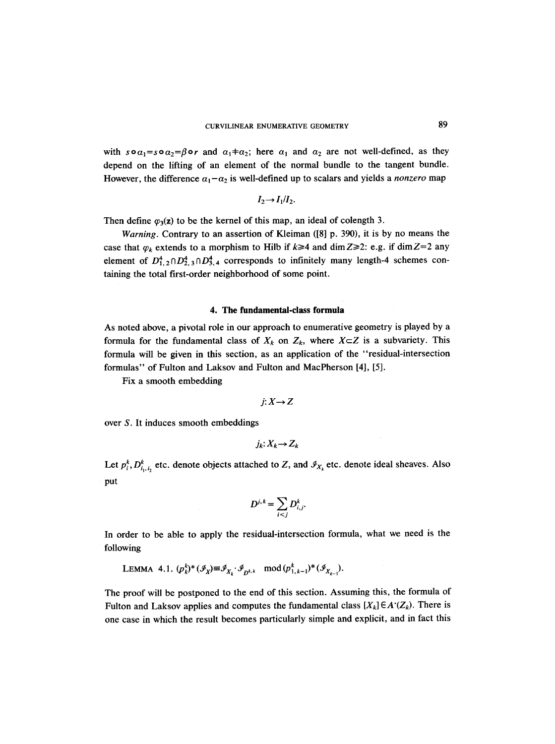with $s\circ\alpha_1 = s\circ\alpha_2 = \beta\circ r$ and $\alpha_1 \neq \alpha_2$; here $\alpha_1$ and $\alpha_2$ are not well-defined, as they depend on the lifting of an element of the normal bundle to the tangent bundle. However, the difference $\alpha_1 - \alpha_2$ is well-defined up to scalars and yields a *nonzero* map

$$I_2 \to I_1/I_2.$$

Then define $\varphi_3(\mathbf{z})$ to be the kernel of this map, an ideal of colength 3.

*Warning.* Contrary to an assertion of Kleiman ([8] p. 390), it is by no means the case that $\varphi_k$ extends to a morphism to Hilb if $k \geq 4$ and $\dim Z \geq 2$: e.g. if $\dim Z = 2$ any element of $D^4_{1,2} \cap D^4_{2,3} \cap D^4_{3,4}$ corresponds to infinitely many length-4 schemes containing the total first-order neighborhood of some point.

## 4. The fundamental-class formula

As noted above, a pivotal role in our approach to enumerative geometry is played by a formula for the fundamental class of $X_k$ on $Z_k$, where $X \subset Z$ is a subvariety. This formula will be given in this section, as an application of the "residual-intersection formulas" of Fulton and Laksov and Fulton and MacPherson [4], [5].

Fix a smooth embedding

$$j\colon X \to Z$$

over $S$. It induces smooth embeddings

$$j_k\colon X_k \to Z_k$$

Let $p^k_i, D^k_{i_1,i_2}$ etc. denote objects attached to $Z$, and $\mathcal{I}_{X_k}$ etc. denote ideal sheaves. Also put

$$D^{j,k} = \sum_{i<j} D^k_{i,j}.$$

In order to be able to apply the residual-intersection formula, what we need is the following

LEMMA 4.1. $(p^k_k)^*(\mathcal{I}_X) \equiv \mathcal{I}_{X_k} \cdot \mathcal{I}_{D^{k,k}} \mod (p^k_{1,k-1})^*(\mathcal{I}_{X_{k-1}})$.

The proof will be postponed to the end of this section. Assuming this, the formula of Fulton and Laksov applies and computes the fundamental class $[X_k] \in A^\cdot(Z_k)$. There is one case in which the result becomes particularly simple and explicit, and in fact this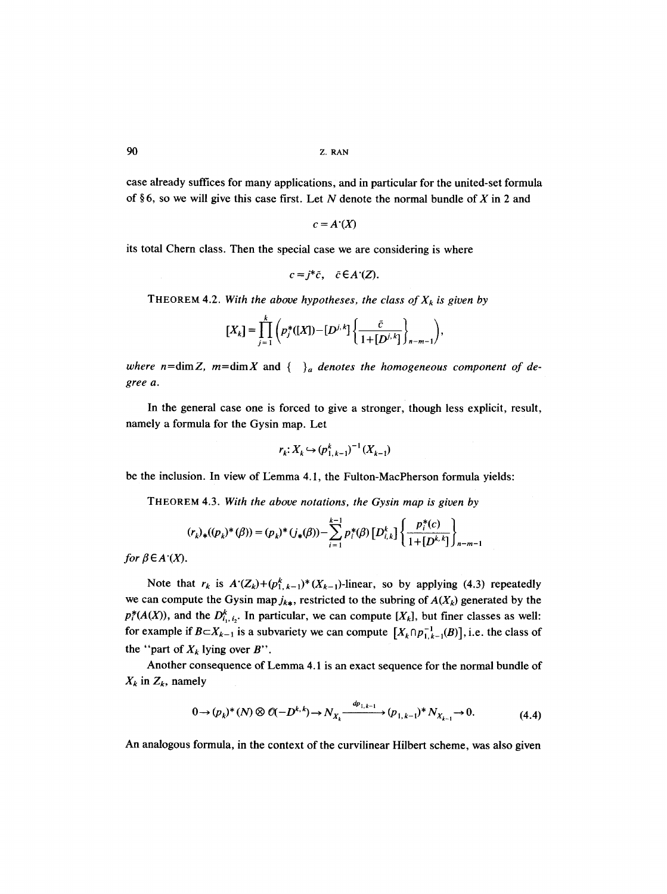case already suffices for many applications, and in particular for the united-set formula of §6, so we will give this case first. Let $N$ denote the normal bundle of $X$ in $Z$ and

$$c = A^{\cdot}(X)$$

its total Chern class. Then the special case we are considering is where

$$c = j^{*}\bar{c}, \quad \bar{c} \in A^{\cdot}(Z).$$

THEOREM 4.2. *With the above hypotheses, the class of $X_k$ is given by*

$$[X_k] = \prod_{j=1}^{k} \left( p_j^{*}([X]) - [D^{j,k}] \left\{ \frac{\bar{c}}{1+[D^{j,k}]} \right\}_{n-m-1} \right),$$

*where $n = \dim Z$, $m = \dim X$ and $\{\ \}_a$ denotes the homogeneous component of degree $a$.*

In the general case one is forced to give a stronger, though less explicit, result, namely a formula for the Gysin map. Let

$$r_k : X_k \hookrightarrow (p_{1,k-1}^{k})^{-1}(X_{k-1})$$

be the inclusion. In view of Lemma 4.1, the Fulton-MacPherson formula yields:

THEOREM 4.3. *With the above notations, the Gysin map is given by*

$$(r_k)_{*}((p_k)^{*}(\beta)) = (p_k)^{*}(j_{*}(\beta)) - \sum_{i=1}^{k-1} p_i^{*}(\beta)\,[D_{i,k}^{k}] \left\{ \frac{p_i^{*}(c)}{1+[D^{k,k}]} \right\}_{n-m-1}$$

*for $\beta \in A^{\cdot}(X)$.*

Note that $r_k$ is $A^{\cdot}(Z_k) + (p_{1,k-1}^{k})^{*}(X_{k-1})$-linear, so by applying (4.3) repeatedly we can compute the Gysin map $j_{k*}$, restricted to the subring of $A(X_k)$ generated by the $p_i^{*}(A(X))$, and the $D_{i_1,i_2}^{k}$. In particular, we can compute $[X_k]$, but finer classes as well: for example if $B \subset X_{k-1}$ is a subvariety we can compute $[X_k \cap p_{1,k-1}^{-1}(B)]$, i.e. the class of the "part of $X_k$ lying over $B$".

Another consequence of Lemma 4.1 is an exact sequence for the normal bundle of $X_k$ in $Z_k$, namely

$$0 \to (p_k)^{*}(N) \otimes \mathcal{O}(-D^{k,k}) \to N_{X_k} \xrightarrow{dp_{1,k-1}} (p_{1,k-1})^{*} N_{X_{k-1}} \to 0. \tag{4.4}$$

An analogous formula, in the context of the curvilinear Hilbert scheme, was also given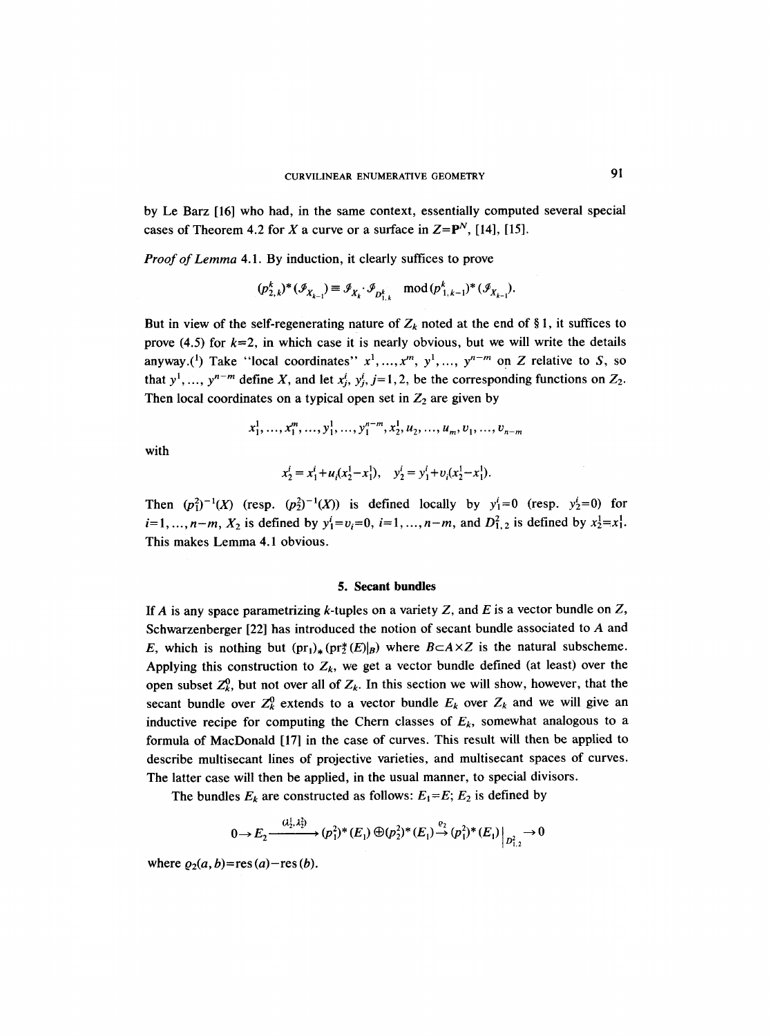by Le Barz [16] who had, in the same context, essentially computed several special cases of Theorem 4.2 for $X$ a curve or a surface in $Z=\mathbf{P}^N$, [14], [15].

*Proof of Lemma* 4.1. By induction, it clearly suffices to prove

$$(p^k_{2,k})^*(\mathcal{I}_{X_{k-1}}) \equiv \mathcal{I}_{X_k} \cdot \mathcal{I}_{D^k_{1,k}} \mod (p^k_{1,k-1})^*(\mathcal{I}_{X_{k-1}}).$$

But in view of the self-regenerating nature of $Z_k$ noted at the end of § 1, it suffices to prove (4.5) for $k=2$, in which case it is nearly obvious, but we will write the details anyway.(1) Take "local coordinates" $x^1, ..., x^m$, $y^1, ..., y^{n-m}$ on $Z$ relative to $S$, so that $y^1, ..., y^{n-m}$ define $X$, and let $x^i_j$, $y^i_j$, $j=1,2$, be the corresponding functions on $Z_2$. Then local coordinates on a typical open set in $Z_2$ are given by

$$x^1_1, ..., x^m_1, ..., y^1_1, ..., y^{n-m}_1, x^1_2, u_2, ..., u_m, v_1, ..., v_{n-m}$$

with

$$x^i_2 = x^i_1 + u_i(x^1_2 - x^1_1), \quad y^i_2 = y^i_1 + v_i(x^1_2 - x^1_1).$$

Then $(p^2_1)^{-1}(X)$ (resp. $(p^2_2)^{-1}(X)$) is defined locally by $y^i_1=0$ (resp. $y^i_2=0$) for $i=1, ..., n-m$, $X_2$ is defined by $y^i_1=v_i=0$, $i=1, ..., n-m$, and $D^2_{1,2}$ is defined by $x^1_2=x^1_1$. This makes Lemma 4.1 obvious.

## 5. Secant bundles

If $A$ is any space parametrizing $k$-tuples on a variety $Z$, and $E$ is a vector bundle on $Z$, Schwarzenberger [22] has introduced the notion of secant bundle associated to $A$ and $E$, which is nothing but $(\mathrm{pr}_1)_*(\mathrm{pr}_2^*(E)|_B)$ where $B \subset A \times Z$ is the natural subscheme. Applying this construction to $Z_k$, we get a vector bundle defined (at least) over the open subset $Z^0_k$, but not over all of $Z_k$. In this section we will show, however, that the secant bundle over $Z^0_k$ extends to a vector bundle $E_k$ over $Z_k$ and we will give an inductive recipe for computing the Chern classes of $E_k$, somewhat analogous to a formula of MacDonald [17] in the case of curves. This result will then be applied to describe multisecant lines of projective varieties, and multisecant spaces of curves. The latter case will then be applied, in the usual manner, to special divisors.

The bundles $E_k$ are constructed as follows: $E_1=E$; $E_2$ is defined by

$$0 \to E_2 \xrightarrow{(\lambda^1_2, \lambda^2_2)} (p^2_1)^*(E_1) \oplus (p^2_2)^*(E_1) \xrightarrow{\varrho_2} (p^2_1)^*(E_1)\big|_{D^2_{1,2}} \to 0$$

where $\varrho_2(a,b) = \mathrm{res}\,(a) - \mathrm{res}\,(b)$.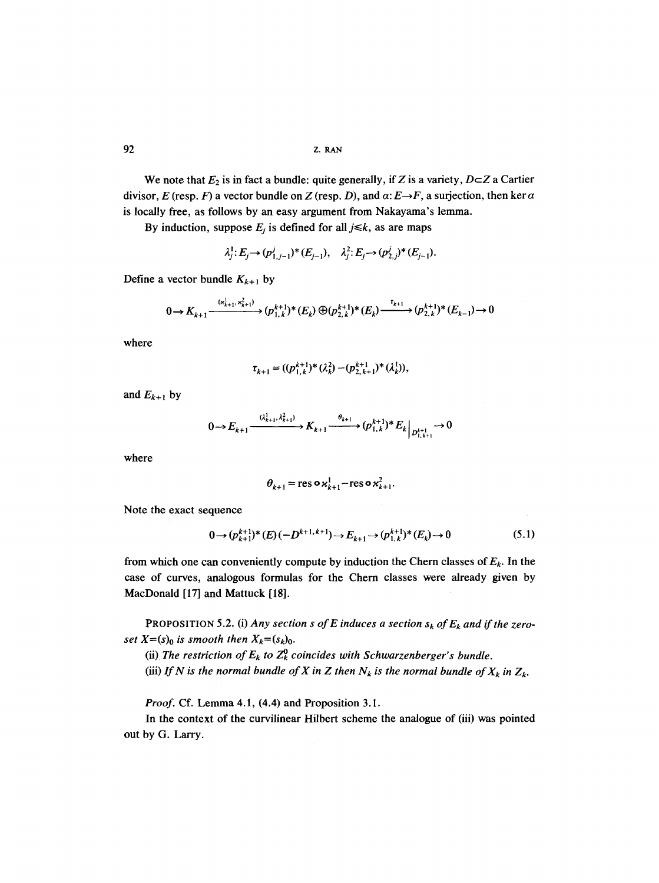We note that $E_2$ is in fact a bundle: quite generally, if $Z$ is a variety, $D \subset Z$ a Cartier divisor, $E$ (resp. $F$) a vector bundle on $Z$ (resp. $D$), and $\alpha: E \to F$, a surjection, then $\ker \alpha$ is locally free, as follows by an easy argument from Nakayama's lemma.

By induction, suppose $E_j$ is defined for all $j \leqslant k$, as are maps

$$\lambda_j^1: E_j \to (p_{1,j-1}^j)^*(E_{j-1}), \quad \lambda_j^2: E_j \to (p_{2,j}^j)^*(E_{j-1}).$$

Define a vector bundle $K_{k+1}$ by

$$0 \to K_{k+1} \xrightarrow{(\varkappa_{k+1}^1, \varkappa_{k+1}^2)} (p_{1,k}^{k+1})^*(E_k) \oplus (p_{2,k}^{k+1})^*(E_k) \xrightarrow{\tau_{k+1}} (p_{2,k}^{k+1})^*(E_{k-1}) \to 0$$

where

$$\tau_{k+1} = ((p_{1,k}^{k+1})^*(\lambda_k^2) - (p_{2,k+1}^{k+1})^*(\lambda_k^1)),$$

and $E_{k+1}$ by

$$0 \to E_{k+1} \xrightarrow{(\lambda_{k+1}^1, \lambda_{k+1}^2)} K_{k+1} \xrightarrow{\theta_{k+1}} (p_{1,k}^{k+1})^* E_k \big|_{D_{1,k+1}^{k+1}} \to 0$$

where

$$\theta_{k+1} = \operatorname{res} \circ \varkappa_{k+1}^1 - \operatorname{res} \circ \varkappa_{k+1}^2.$$

Note the exact sequence

$$0 \to (p_{k+1}^{k+1})^*(E)(-D^{k+1,k+1}) \to E_{k+1} \to (p_{1,k}^{k+1})^*(E_k) \to 0 \tag{5.1}$$

from which one can conveniently compute by induction the Chern classes of $E_k$. In the case of curves, analogous formulas for the Chern classes were already given by MacDonald [17] and Mattuck [18].

PROPOSITION 5.2. (i) *Any section $s$ of $E$ induces a section $s_k$ of $E_k$ and if the zero-set $X=(s)_0$ is smooth then $X_k=(s_k)_0$.*

(ii) *The restriction of $E_k$ to $Z_k^0$ coincides with Schwarzenberger's bundle.*

(iii) *If $N$ is the normal bundle of $X$ in $Z$ then $N_k$ is the normal bundle of $X_k$ in $Z_k$.*

*Proof.* Cf. Lemma 4.1, (4.4) and Proposition 3.1.

In the context of the curvilinear Hilbert scheme the analogue of (iii) was pointed out by G. Larry.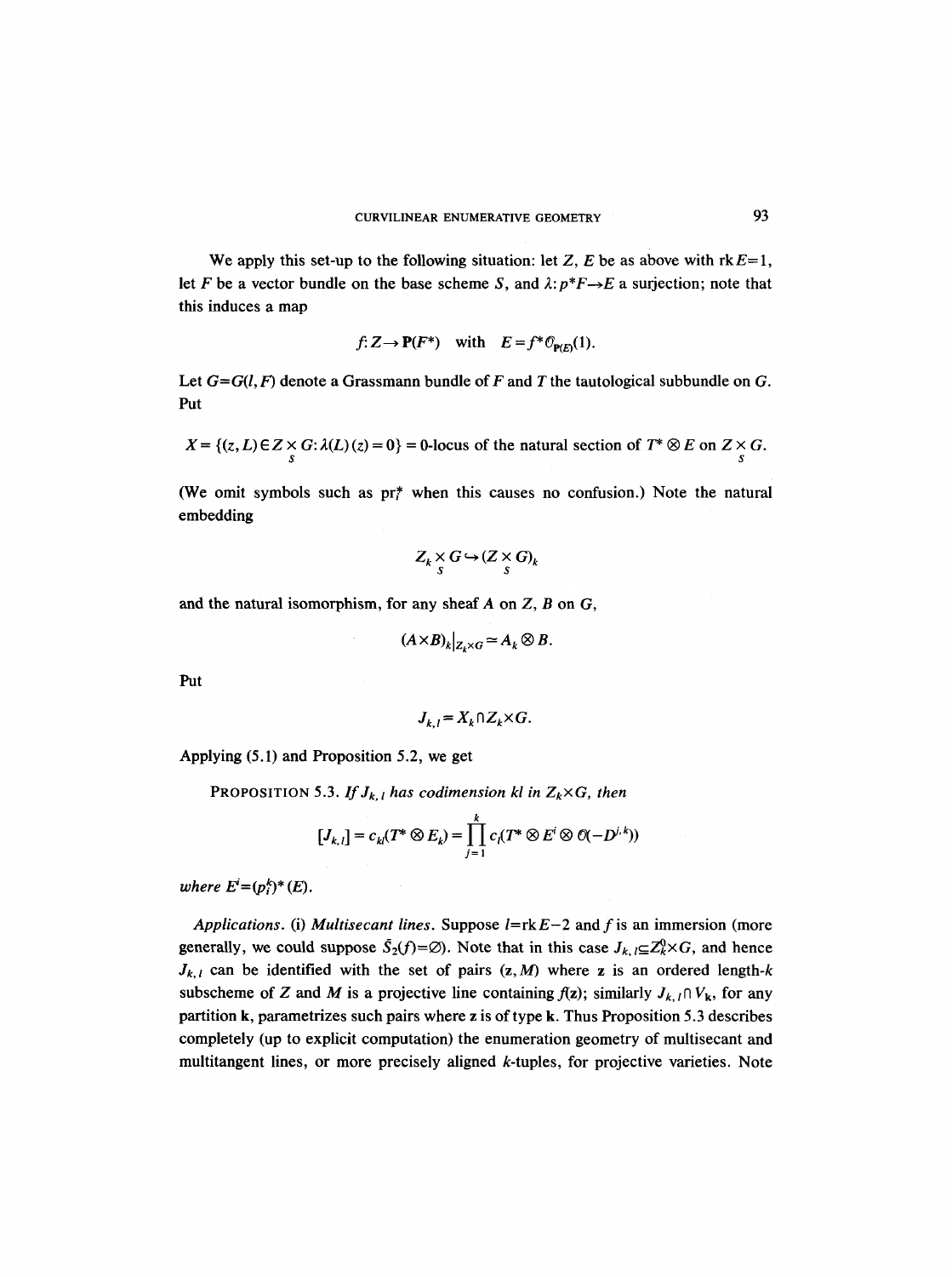We apply this set-up to the following situation: let $Z$, $E$ be as above with $\operatorname{rk} E = 1$, let $F$ be a vector bundle on the base scheme $S$, and $\lambda: p^*F \to E$ a surjection; note that this induces a map

$$f: Z \to \mathbf{P}(F^*) \quad \text{with} \quad E = f^* \mathcal{O}_{\mathbf{P}(E)}(1).$$

Let $G = G(l, F)$ denote a Grassmann bundle of $F$ and $T$ the tautological subbundle on $G$. Put

$$X = \{(z, L) \in Z \underset{S}{\times} G: \lambda(L)(z) = 0\} = 0\text{-locus of the natural section of } T^* \otimes E \text{ on } Z \underset{S}{\times} G.$$

(We omit symbols such as $\mathrm{pr}_i^*$ when this causes no confusion.) Note the natural embedding

$$Z_k \underset{S}{\times} G \hookrightarrow (Z \underset{S}{\times} G)_k$$

and the natural isomorphism, for any sheaf $A$ on $Z$, $B$ on $G$,

$$(A \times B)_k|_{Z_k \times G} \simeq A_k \otimes B.$$

Put

$$J_{k,l} = X_k \cap Z_k \times G.$$

Applying (5.1) and Proposition 5.2, we get

PROPOSITION 5.3. *If $J_{k,l}$ has codimension $kl$ in $Z_k \times G$, then*

$$[J_{k,l}] = c_{kl}(T^* \otimes E_k) = \prod_{j=1}^{k} c_l(T^* \otimes E^i \otimes \mathcal{O}(-D^{j,k}))$$

*where $E^i = (p_i^k)^*(E)$.*

*Applications.* (i) *Multisecant lines.* Suppose $l = \operatorname{rk} E - 2$ and $f$ is an immersion (more generally, we could suppose $\bar{S}_2(f) = \varnothing$). Note that in this case $J_{k,l} \subseteq Z_k^0 \times G$, and hence $J_{k,l}$ can be identified with the set of pairs $(\mathbf{z}, M)$ where $\mathbf{z}$ is an ordered length-$k$ subscheme of $Z$ and $M$ is a projective line containing $f(\mathbf{z})$; similarly $J_{k,l} \cap V_{\mathbf{k}}$, for any partition $\mathbf{k}$, parametrizes such pairs where $\mathbf{z}$ is of type $\mathbf{k}$. Thus Proposition 5.3 describes completely (up to explicit computation) the enumeration geometry of multisecant and multitangent lines, or more precisely aligned $k$-tuples, for projective varieties. Note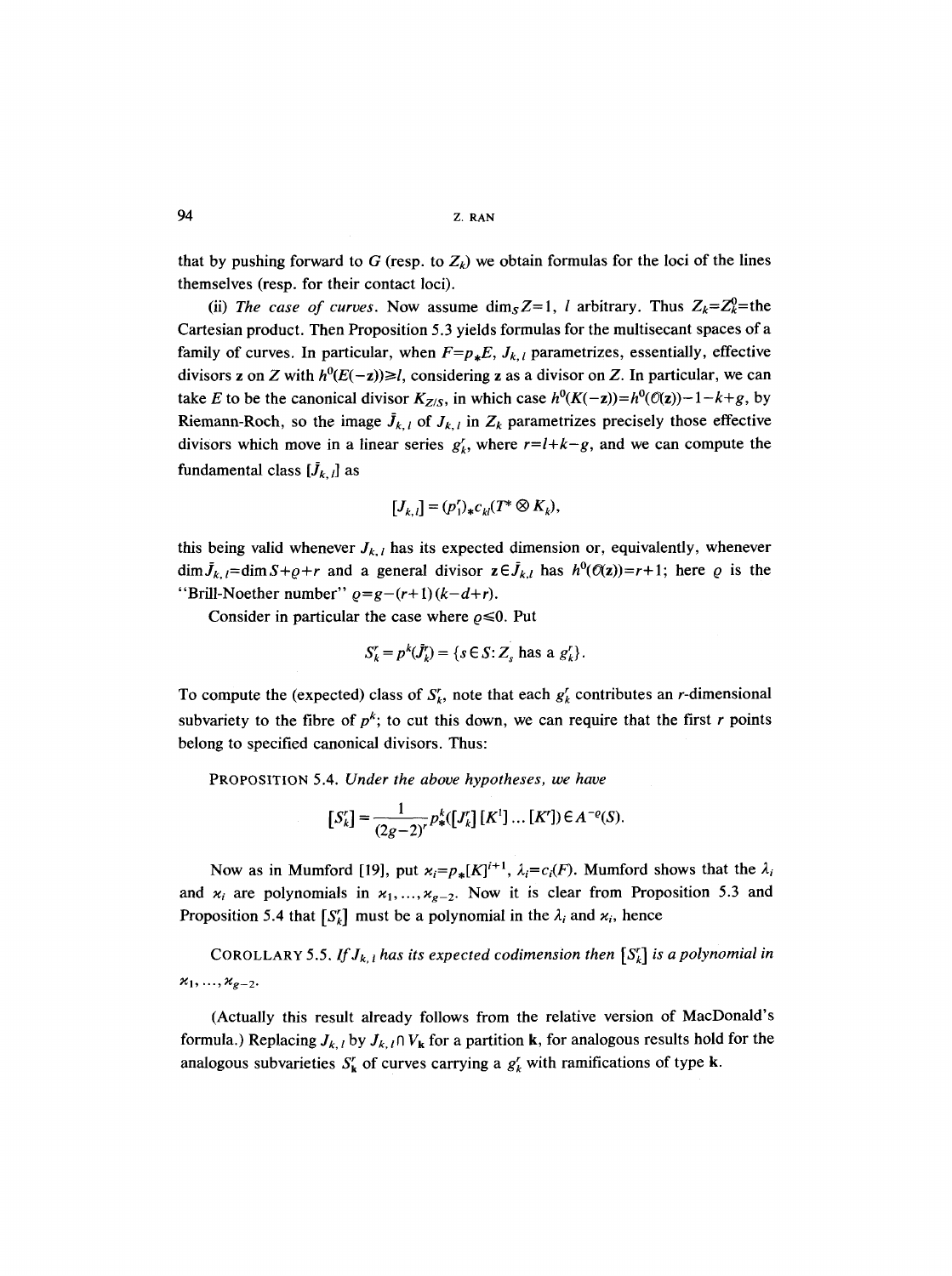that by pushing forward to $G$ (resp. to $Z_k$) we obtain formulas for the loci of the lines themselves (resp. for their contact loci).

(ii) *The case of curves.* Now assume $\dim_S Z=1$, $l$ arbitrary. Thus $Z_k=Z_k^0=$the Cartesian product. Then Proposition 5.3 yields formulas for the multisecant spaces of a family of curves. In particular, when $F=p_*E$, $J_{k,l}$ parametrizes, essentially, effective divisors $\mathbf{z}$ on $Z$ with $h^0(E(-\mathbf{z}))\geq l$, considering $\mathbf{z}$ as a divisor on $Z$. In particular, we can take $E$ to be the canonical divisor $K_{Z/S}$, in which case $h^0(K(-\mathbf{z}))=h^0(\mathcal{O}(\mathbf{z}))-1-k+g$, by Riemann-Roch, so the image $\bar{J}_{k,l}$ of $J_{k,l}$ in $Z_k$ parametrizes precisely those effective divisors which move in a linear series $g_k^r$, where $r=l+k-g$, and we can compute the fundamental class $[\bar{J}_{k,l}]$ as

$$[J_{k,l}]=(p_1^r)_* c_{kl}(T^*\otimes K_k),$$

this being valid whenever $J_{k,l}$ has its expected dimension or, equivalently, whenever $\dim \bar{J}_{k,l}=\dim S+\varrho+r$ and a general divisor $\mathbf{z}\in\bar{J}_{k,l}$ has $h^0(\mathcal{O}(\mathbf{z}))=r+1$; here $\varrho$ is the "Brill-Noether number" $\varrho=g-(r+1)(k-d+r)$.

Consider in particular the case where $\varrho\leq 0$. Put

$$S_k^r=p^k(\bar{J}_k^r)=\{s\in S: Z_s \text{ has a } g_k^r\}.$$

To compute the (expected) class of $S_k^r$, note that each $g_k^r$ contributes an $r$-dimensional subvariety to the fibre of $p^k$; to cut this down, we can require that the first $r$ points belong to specified canonical divisors. Thus:

PROPOSITION 5.4. *Under the above hypotheses, we have*

$$[S_k^r]=\frac{1}{(2g-2)^r}p_*^k([J_k^r][K^1]\dots[K^r])\in A^{-\varrho}(S).$$

Now as in Mumford [19], put $\varkappa_i=p_*[K]^{i+1}$, $\lambda_i=c_i(F)$. Mumford shows that the $\lambda_i$ and $\varkappa_i$ are polynomials in $\varkappa_1,\dots,\varkappa_{g-2}$. Now it is clear from Proposition 5.3 and Proposition 5.4 that $[S_k^r]$ must be a polynomial in the $\lambda_i$ and $\varkappa_i$, hence

COROLLARY 5.5. *If $J_{k,l}$ has its expected codimension then $[S_k^r]$ is a polynomial in $\varkappa_1,\dots,\varkappa_{g-2}$.*

(Actually this result already follows from the relative version of MacDonald's formula.) Replacing $J_{k,l}$ by $J_{k,l}\cap V_{\mathbf{k}}$ for a partition $\mathbf{k}$, for analogous results hold for the analogous subvarieties $S_{\mathbf{k}}^r$ of curves carrying a $g_k^r$ with ramifications of type $\mathbf{k}$.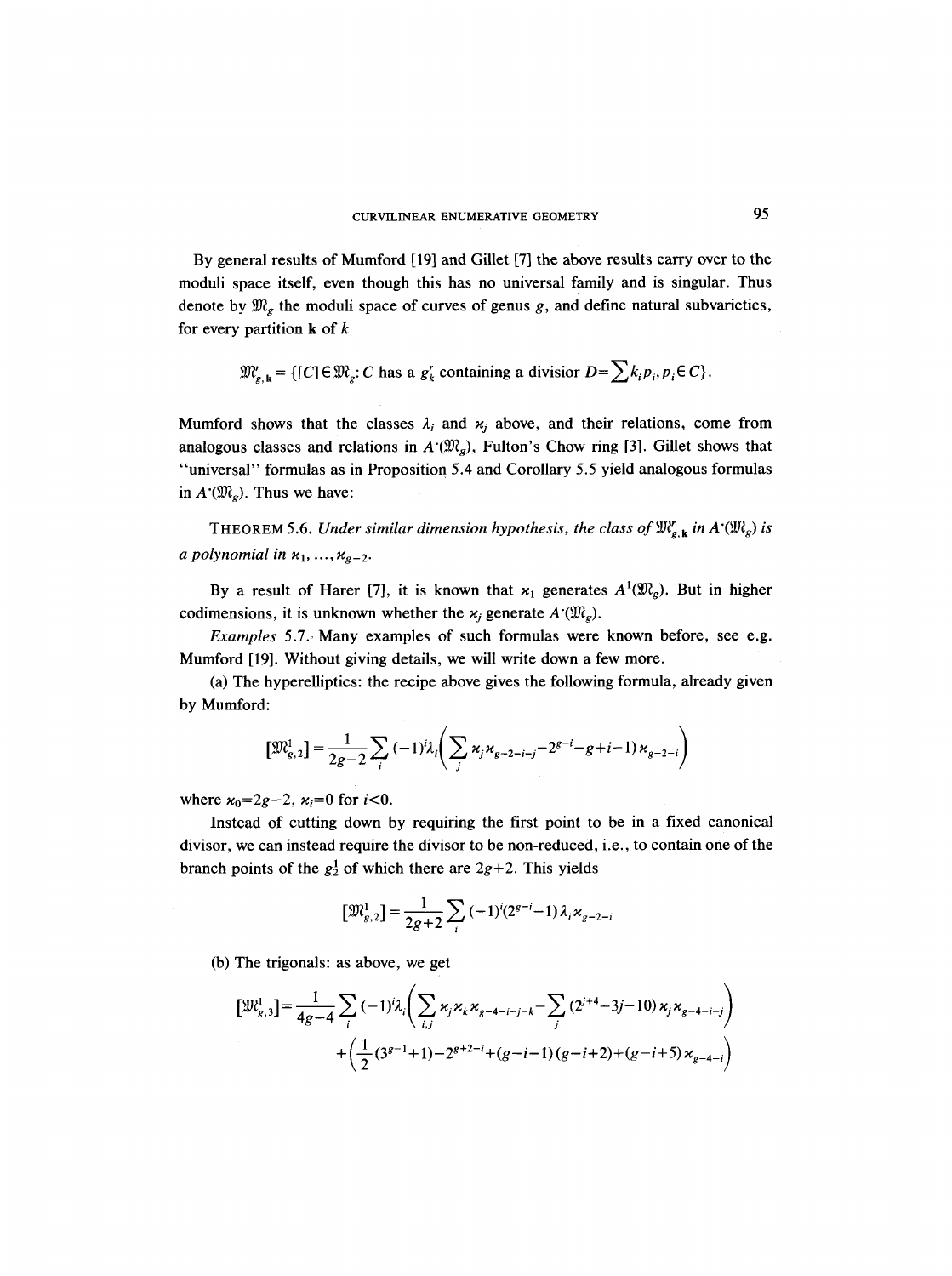By general results of Mumford [19] and Gillet [7] the above results carry over to the moduli space itself, even though this has no universal family and is singular. Thus denote by $\mathfrak{M}_g$ the moduli space of curves of genus $g$, and define natural subvarieties, for every partition $\mathbf{k}$ of $k$

$$\mathfrak{M}^r_{g,\mathbf{k}} = \{[C] \in \mathfrak{M}_g : C \text{ has a } g^r_k \text{ containing a divisor } D = \sum k_i p_i, p_i \in C\}.$$

Mumford shows that the classes $\lambda_i$ and $\varkappa_j$ above, and their relations, come from analogous classes and relations in $A^{\cdot}(\mathfrak{M}_g)$, Fulton's Chow ring [3]. Gillet shows that "universal" formulas as in Proposition 5.4 and Corollary 5.5 yield analogous formulas in $A^{\cdot}(\mathfrak{M}_g)$. Thus we have:

THEOREM 5.6. *Under similar dimension hypothesis, the class of $\mathfrak{M}^r_{g,\mathbf{k}}$ in $A^{\cdot}(\mathfrak{M}_g)$ is a polynomial in $\varkappa_1, \ldots, \varkappa_{g-2}$.*

By a result of Harer [7], it is known that $\varkappa_1$ generates $A^1(\mathfrak{M}_g)$. But in higher codimensions, it is unknown whether the $\varkappa_j$ generate $A^{\cdot}(\mathfrak{M}_g)$.

*Examples* 5.7. Many examples of such formulas were known before, see e.g. Mumford [19]. Without giving details, we will write down a few more.

(a) The hyperelliptics: the recipe above gives the following formula, already given by Mumford:

$$[\mathfrak{M}^1_{g,2}] = \frac{1}{2g-2} \sum_i (-1)^i \lambda_i \left( \sum_j \varkappa_j \varkappa_{g-2-i-j} - 2^{g-i} - g + i - 1) \varkappa_{g-2-i} \right)$$

where $\varkappa_0 = 2g-2$, $\varkappa_i = 0$ for $i < 0$.

Instead of cutting down by requiring the first point to be in a fixed canonical divisor, we can instead require the divisor to be non-reduced, i.e., to contain one of the branch points of the $g^1_2$ of which there are $2g+2$. This yields

$$[\mathfrak{M}^1_{g,2}] = \frac{1}{2g+2} \sum_i (-1)^i (2^{g-i} - 1) \lambda_i \varkappa_{g-2-i}$$

(b) The trigonals: as above, we get

$$[\mathfrak{M}^1_{g,3}] = \frac{1}{4g-4} \sum_i (-1)^i \lambda_i \left( \sum_{i,j} \varkappa_j \varkappa_k \varkappa_{g-4-i-j-k} - \sum_j (2^{j+4} - 3j - 10) \varkappa_j \varkappa_{g-4-i-j} \right)$$
$$+ \left( \frac{1}{2}(3^{g-1}+1) - 2^{g+2-i} + (g-i-1)(g-i+2) + (g-i+5) \varkappa_{g-4-i} \right)$$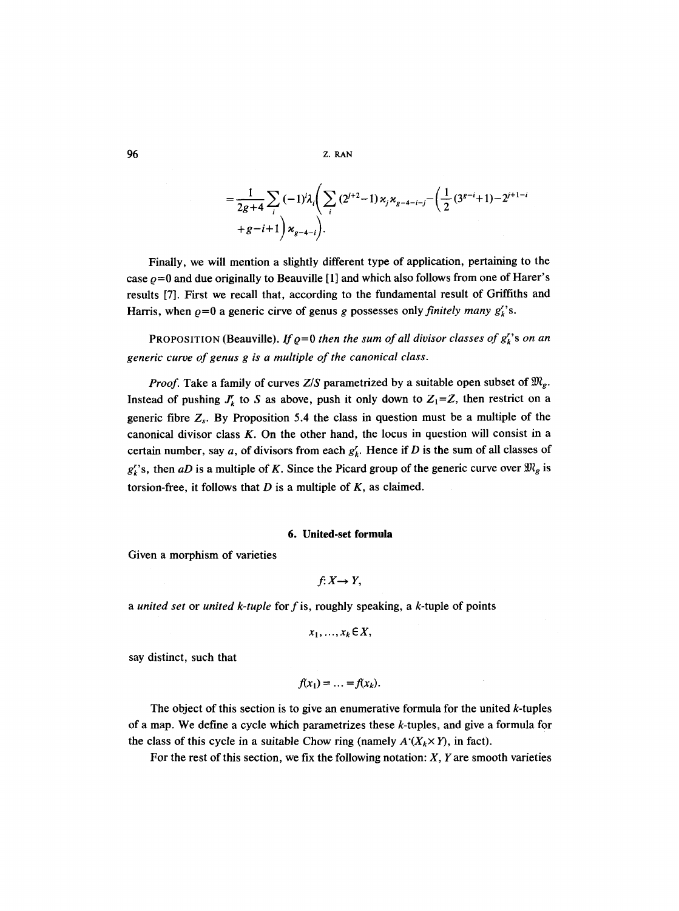$$= \frac{1}{2g+4} \sum_i (-1)^i \lambda_i \Bigg( \sum_i (2^{j+2}-1) \varkappa_j \varkappa_{g-4-i-j} - \Big( \frac{1}{2}(3^{g-i}+1) - 2^{j+1-i} + g - i + 1 \Big) \varkappa_{g-4-i} \Bigg).$$

Finally, we will mention a slightly different type of application, pertaining to the case $\varrho=0$ and due originally to Beauville [1] and which also follows from one of Harer's results [7]. First we recall that, according to the fundamental result of Griffiths and Harris, when $\varrho=0$ a generic cirve of genus $g$ possesses only *finitely many* $g_k^r$'s.

PROPOSITION (Beauville). *If $\varrho=0$ then the sum of all divisor classes of $g_k^r$'s on an generic curve of genus $g$ is a multiple of the canonical class.*

*Proof.* Take a family of curves $Z/S$ parametrized by a suitable open subset of $\mathfrak{M}_g$. Instead of pushing $J_k^r$ to $S$ as above, push it only down to $Z_1=Z$, then restrict on a generic fibre $Z_s$. By Proposition 5.4 the class in question must be a multiple of the canonical divisor class $K$. On the other hand, the locus in question will consist in a certain number, say $a$, of divisors from each $g_k^r$. Hence if $D$ is the sum of all classes of $g_k^r$'s, then $aD$ is a multiple of $K$. Since the Picard group of the generic curve over $\mathfrak{M}_g$ is torsion-free, it follows that $D$ is a multiple of $K$, as claimed.

## 6. United-set formula

Given a morphism of varieties

$$f: X \to Y,$$

a *united set* or *united k-tuple* for $f$ is, roughly speaking, a $k$-tuple of points

$$x_1, \ldots, x_k \in X,$$

say distinct, such that

$$f(x_1) = \ldots = f(x_k).$$

The object of this section is to give an enumerative formula for the united $k$-tuples of a map. We define a cycle which parametrizes these $k$-tuples, and give a formula for the class of this cycle in a suitable Chow ring (namely $A^{\cdot}(X_k \times Y)$, in fact).

For the rest of this section, we fix the following notation: $X$, $Y$ are smooth varieties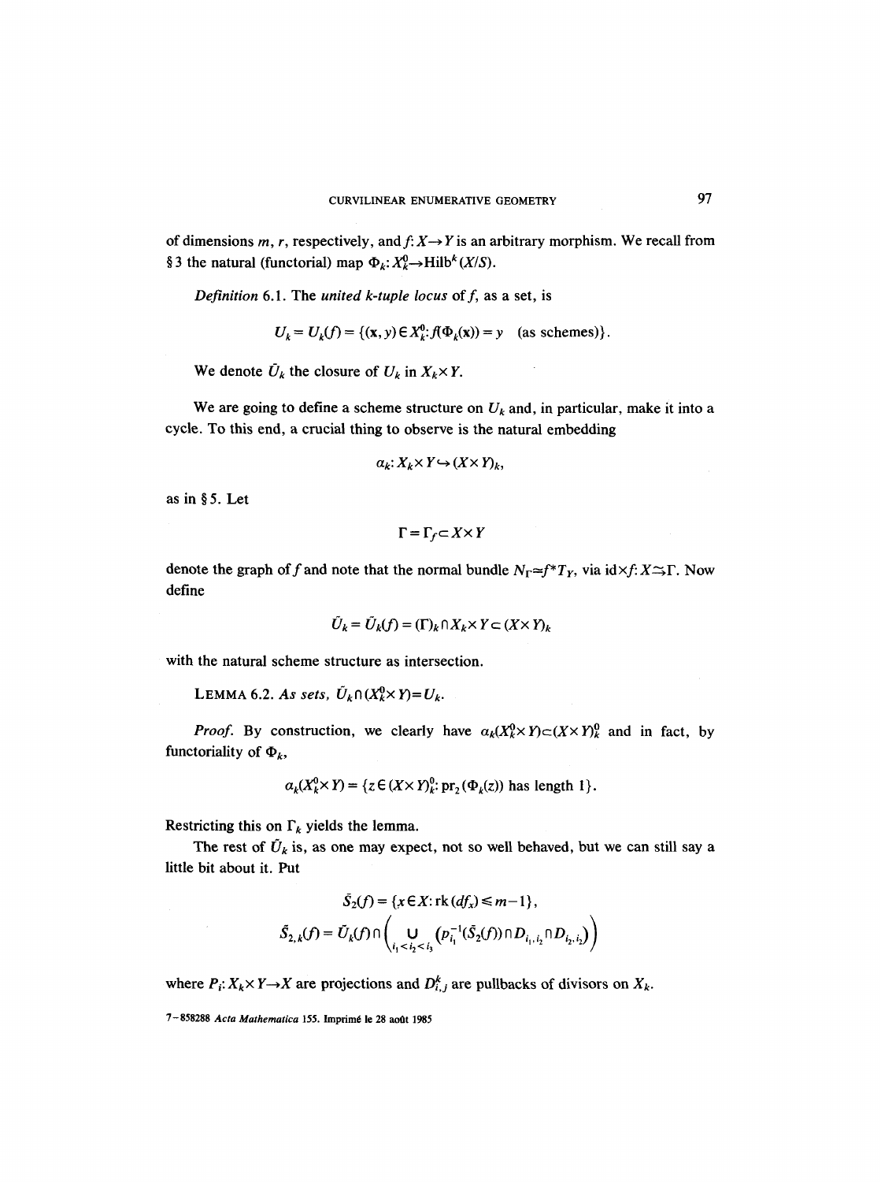of dimensions $m$, $r$, respectively, and $f: X \to Y$ is an arbitrary morphism. We recall from § 3 the natural (functorial) map $\Phi_k: X_k^0 \to \mathrm{Hilb}^k(X/S)$.

*Definition* 6.1. The *united k-tuple locus* of $f$, as a set, is

$$U_k = U_k(f) = \{(\mathbf{x}, y) \in X_k^0 : f(\Phi_k(\mathbf{x})) = y \quad \text{(as schemes)}\}.$$

We denote $\bar{U}_k$ the closure of $U_k$ in $X_k \times Y$.

We are going to define a scheme structure on $U_k$ and, in particular, make it into a cycle. To this end, a crucial thing to observe is the natural embedding

$$\alpha_k: X_k \times Y \hookrightarrow (X \times Y)_k,$$

as in § 5. Let

$$\Gamma = \Gamma_f \subset X \times Y$$

denote the graph of $f$ and note that the normal bundle $N_\Gamma \simeq f^* T_Y$, via $\mathrm{id} \times f: X \xrightarrow{\sim} \Gamma$. Now define

$$\tilde{U}_k = \tilde{U}_k(f) = (\Gamma)_k \cap X_k \times Y \subset (X \times Y)_k$$

with the natural scheme structure as intersection.

LEMMA 6.2. *As sets*, $\tilde{U}_k \cap (X_k^0 \times Y) = U_k$.

*Proof*. By construction, we clearly have $\alpha_k(X_k^0 \times Y) \subset (X \times Y)_k^0$ and in fact, by functoriality of $\Phi_k$,

$$\alpha_k(X_k^0 \times Y) = \{z \in (X \times Y)_k^0 : \mathrm{pr}_2(\Phi_k(z)) \text{ has length } 1\}.$$

Restricting this on $\Gamma_k$ yields the lemma.

The rest of $\tilde{U}_k$ is, as one may expect, not so well behaved, but we can still say a little bit about it. Put

$$\tilde{S}_2(f) = \{x \in X : \mathrm{rk}(df_x) \leq m-1\},$$

$$\tilde{S}_{2,k}(f) = \tilde{U}_k(f) \cap \left( \bigcup_{i_1 < i_2 < i_3} \left(p_{i_1}^{-1}(\tilde{S}_2(f)) \cap D_{i_1, i_2} \cap D_{i_2, i_3}\right) \right)$$

where $P_i: X_k \times Y \to X$ are projections and $D_{i,j}^k$ are pullbacks of divisors on $X_k$.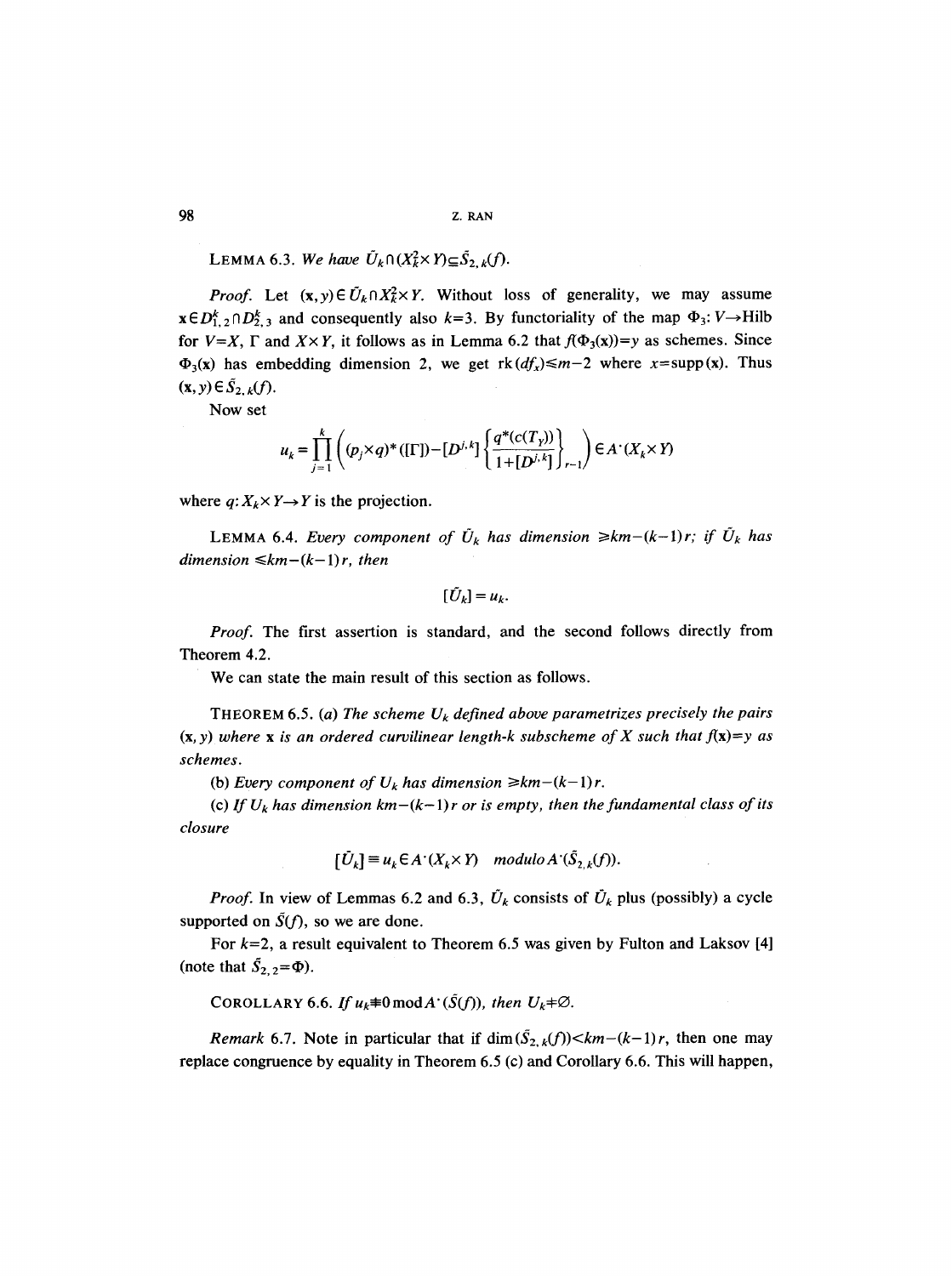LEMMA 6.3. *We have* $\bar{U}_k \cap (X_k^2 \times Y) \subseteq \tilde{S}_{2,k}(f)$.

*Proof.* Let $(\mathbf{x}, y) \in \bar{U}_k \cap X_k^2 \times Y$. Without loss of generality, we may assume $\mathbf{x} \in D_{1,2}^k \cap D_{2,3}^k$ and consequently also $k=3$. By functoriality of the map $\Phi_3: V \to \text{Hilb}$ for $V=X$, $\Gamma$ and $X \times Y$, it follows as in Lemma 6.2 that $f(\Phi_3(\mathbf{x}))=y$ as schemes. Since $\Phi_3(\mathbf{x})$ has embedding dimension 2, we get $\text{rk}(df_x) \leq m-2$ where $x = \text{supp}(\mathbf{x})$. Thus $(\mathbf{x}, y) \in \tilde{S}_{2,k}(f)$.

Now set

$$u_k = \prod_{j=1}^{k} \left( (p_j \times q)^*([\Gamma]) - [D^{j,k}] \left\{ \frac{q^*(c(T_Y))}{1+[D^{j,k}]} \right\}_{r-1} \right) \in A^{\cdot}(X_k \times Y)$$

where $q: X_k \times Y \to Y$ is the projection.

LEMMA 6.4. *Every component of* $\bar{U}_k$ *has dimension* $\geq km-(k-1)r$; *if* $\bar{U}_k$ *has dimension* $\leq km-(k-1)r$, *then*

$$[\bar{U}_k] = u_k.$$

*Proof.* The first assertion is standard, and the second follows directly from Theorem 4.2.

We can state the main result of this section as follows.

THEOREM 6.5. (a) *The scheme* $U_k$ *defined above parametrizes precisely the pairs* $(\mathbf{x}, y)$ *where* $\mathbf{x}$ *is an ordered curvilinear length-*$k$ *subscheme of* $X$ *such that* $f(\mathbf{x})=y$ *as schemes.*

(b) *Every component of* $U_k$ *has dimension* $\geq km-(k-1)r$.

(c) *If* $U_k$ *has dimension* $km-(k-1)r$ *or is empty, then the fundamental class of its closure*

$$[\bar{U}_k] \equiv u_k \in A^{\cdot}(X_k \times Y) \quad \text{modulo}\, A^{\cdot}(\tilde{S}_{2,k}(f)).$$

*Proof.* In view of Lemmas 6.2 and 6.3, $\bar{U}_k$ consists of $\bar{U}_k$ plus (possibly) a cycle supported on $\tilde{S}(f)$, so we are done.

For $k=2$, a result equivalent to Theorem 6.5 was given by Fulton and Laksov [4] (note that $\tilde{S}_{2,2}=\Phi$).

COROLLARY 6.6. *If* $u_k \not\equiv 0 \bmod A^{\cdot}(\tilde{S}(f))$, *then* $U_k \neq \varnothing$.

*Remark* 6.7. Note in particular that if $\dim(\tilde{S}_{2,k}(f)) < km-(k-1)r$, then one may replace congruence by equality in Theorem 6.5 (c) and Corollary 6.6. This will happen,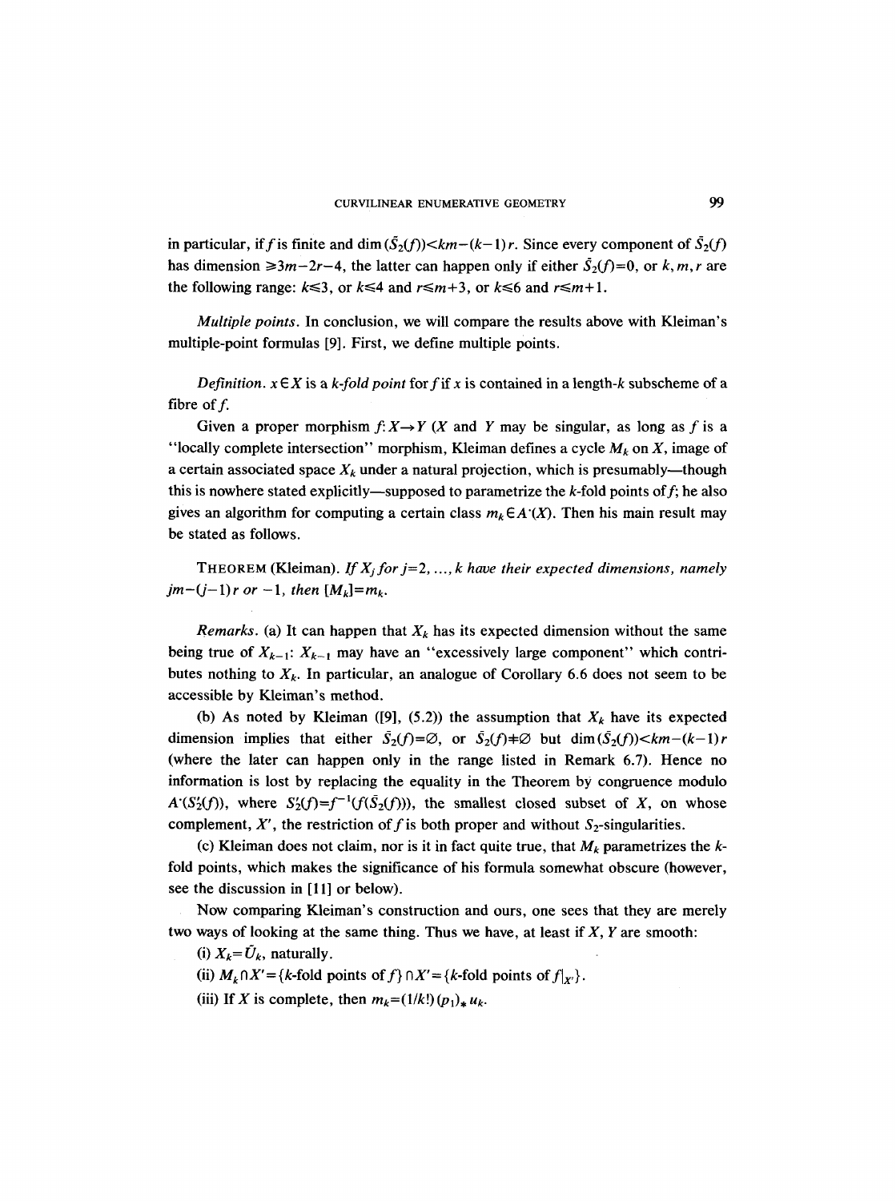in particular, if $f$ is finite and $\dim(\bar{S}_2(f)) < km-(k-1)r$. Since every component of $\bar{S}_2(f)$ has dimension $\geqslant 3m-2r-4$, the latter can happen only if either $\bar{S}_2(f)=0$, or $k, m, r$ are the following range: $k \leqslant 3$, or $k \leqslant 4$ and $r \leqslant m+3$, or $k \leqslant 6$ and $r \leqslant m+1$.

*Multiple points.* In conclusion, we will compare the results above with Kleiman's multiple-point formulas [9]. First, we define multiple points.

*Definition.* $x \in X$ is a *k-fold point* for $f$ if $x$ is contained in a length-$k$ subscheme of a fibre of $f$.

Given a proper morphism $f: X \to Y$ ($X$ and $Y$ may be singular, as long as $f$ is a "locally complete intersection" morphism, Kleiman defines a cycle $M_k$ on $X$, image of a certain associated space $X_k$ under a natural projection, which is presumably—though this is nowhere stated explicitly—supposed to parametrize the $k$-fold points of $f$; he also gives an algorithm for computing a certain class $m_k \in A^{\cdot}(X)$. Then his main result may be stated as follows.

THEOREM (Kleiman). *If $X_j$ for $j=2, \ldots, k$ have their expected dimensions, namely $jm-(j-1)r$ or $-1$, then $[M_k]=m_k$.*

*Remarks.* (a) It can happen that $X_k$ has its expected dimension without the same being true of $X_{k-1}$: $X_{k-1}$ may have an "excessively large component" which contributes nothing to $X_k$. In particular, an analogue of Corollary 6.6 does not seem to be accessible by Kleiman's method.

(b) As noted by Kleiman ([9], (5.2)) the assumption that $X_k$ have its expected dimension implies that either $\bar{S}_2(f)=\varnothing$, or $\bar{S}_2(f) \neq \varnothing$ but $\dim(\bar{S}_2(f)) < km-(k-1)r$ (where the later can happen only in the range listed in Remark 6.7). Hence no information is lost by replacing the equality in the Theorem by congruence modulo $A^{\cdot}(S_2'(f))$, where $S_2'(f)=f^{-1}(f(\bar{S}_2(f)))$, the smallest closed subset of $X$, on whose complement, $X'$, the restriction of $f$ is both proper and without $S_2$-singularities.

(c) Kleiman does not claim, nor is it in fact quite true, that $M_k$ parametrizes the $k$-fold points, which makes the significance of his formula somewhat obscure (however, see the discussion in [11] or below).

Now comparing Kleiman's construction and ours, one sees that they are merely two ways of looking at the same thing. Thus we have, at least if $X$, $Y$ are smooth:

(i) $X_k = \tilde{U}_k$, naturally.

(ii) $M_k \cap X' = \{k\text{-fold points of } f\} \cap X' = \{k\text{-fold points of } f|_{X'}\}$.

(iii) If $X$ is complete, then $m_k = (1/k!)(p_1)_* u_k$.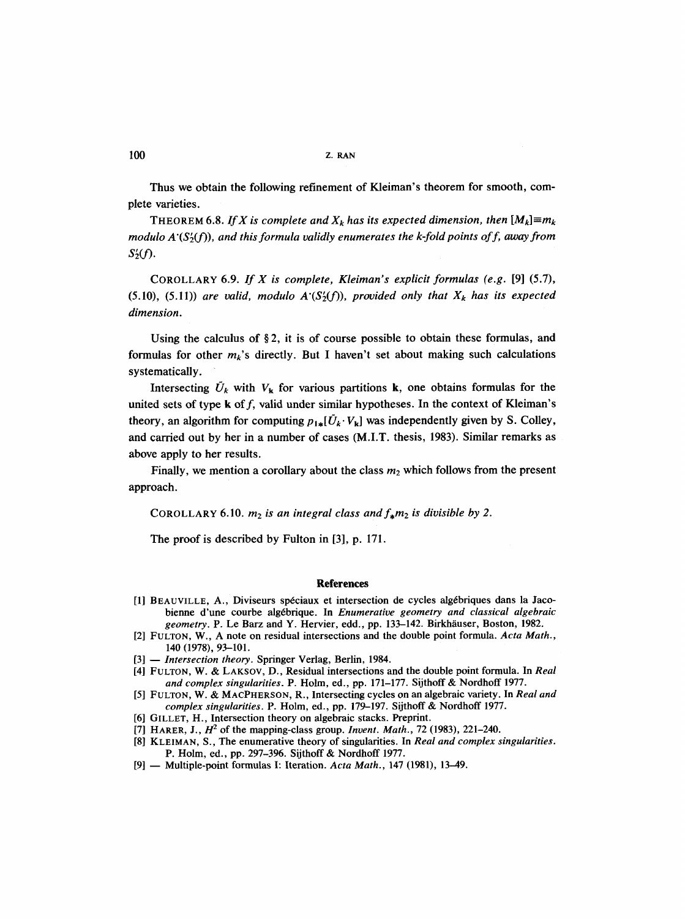Thus we obtain the following refinement of Kleiman's theorem for smooth, complete varieties.

THEOREM 6.8. *If $X$ is complete and $X_k$ has its expected dimension, then $[M_k] \equiv m_k$ modulo $A^{\cdot}(S_2'(f))$, and this formula validly enumerates the $k$-fold points of $f$, away from $S_2'(f)$.*

COROLLARY 6.9. *If $X$ is complete, Kleiman's explicit formulas (e.g. [9] (5.7), (5.10), (5.11)) are valid, modulo $A^{\cdot}(S_2'(f))$, provided only that $X_k$ has its expected dimension.*

Using the calculus of § 2, it is of course possible to obtain these formulas, and formulas for other $m_k$'s directly. But I haven't set about making such calculations systematically.

Intersecting $\bar{U}_k$ with $V_{\mathbf{k}}$ for various partitions $\mathbf{k}$, one obtains formulas for the united sets of type $\mathbf{k}$ of $f$, valid under similar hypotheses. In the context of Kleiman's theory, an algorithm for computing $p_{1*}[\bar{U}_k \cdot V_{\mathbf{k}}]$ was independently given by S. Colley, and carried out by her in a number of cases (M.I.T. thesis, 1983). Similar remarks as above apply to her results.

Finally, we mention a corollary about the class $m_2$ which follows from the present approach.

COROLLARY 6.10. *$m_2$ is an integral class and $f_* m_2$ is divisible by 2.*

The proof is described by Fulton in [3], p. 171.

## References

[1] BEAUVILLE, A., Diviseurs spéciaux et intersection de cycles algébriques dans la Jacobienne d'une courbe algébrique. In *Enumerative geometry and classical algebraic geometry*. P. Le Barz and Y. Hervier, edd., pp. 133–142. Birkhäuser, Boston, 1982.

[2] FULTON, W., A note on residual intersections and the double point formula. *Acta Math.*, 140 (1978), 93–101.

[3] — *Intersection theory*. Springer Verlag, Berlin, 1984.

[4] FULTON, W. & LAKSOV, D., Residual intersections and the double point formula. In *Real and complex singularities*. P. Holm, ed., pp. 171–177. Sijthoff & Nordhoff 1977.

[5] FULTON, W. & MACPHERSON, R., Intersecting cycles on an algebraic variety. In *Real and complex singularities*. P. Holm, ed., pp. 179–197. Sijthoff & Nordhoff 1977.

[6] GILLET, H., Intersection theory on algebraic stacks. Preprint.

[7] HARER, J., $H^2$ of the mapping-class group. *Invent. Math.*, 72 (1983), 221–240.

[8] KLEIMAN, S., The enumerative theory of singularities. In *Real and complex singularities*. P. Holm, ed., pp. 297–396. Sijthoff & Nordhoff 1977.

[9] — Multiple-point formulas I: Iteration. *Acta Math.*, 147 (1981), 13–49.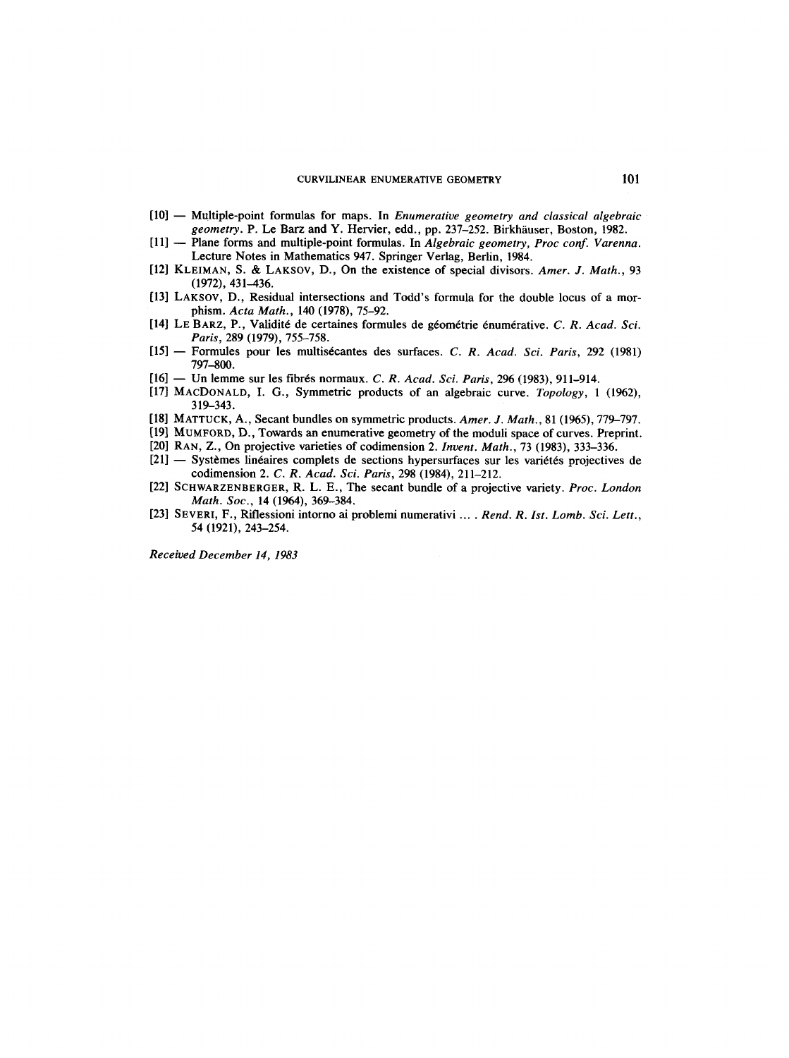[10] — Multiple-point formulas for maps. In *Enumerative geometry and classical algebraic geometry*. P. Le Barz and Y. Hervier, edd., pp. 237–252. Birkhäuser, Boston, 1982.

[11] — Plane forms and multiple-point formulas. In *Algebraic geometry, Proc conf. Varenna*. Lecture Notes in Mathematics 947. Springer Verlag, Berlin, 1984.

[12] KLEIMAN, S. & LAKSOV, D., On the existence of special divisors. *Amer. J. Math.*, 93 (1972), 431–436.

[13] LAKSOV, D., Residual intersections and Todd's formula for the double locus of a morphism. *Acta Math.*, 140 (1978), 75–92.

[14] LE BARZ, P., Validité de certaines formules de géométrie énumérative. *C. R. Acad. Sci. Paris*, 289 (1979), 755–758.

[15] — Formules pour les multisécantes des surfaces. *C. R. Acad. Sci. Paris*, 292 (1981) 797–800.

[16] — Un lemme sur les fibrés normaux. *C. R. Acad. Sci. Paris*, 296 (1983), 911–914.

[17] MACDONALD, I. G., Symmetric products of an algebraic curve. *Topology*, 1 (1962), 319–343.

[18] MATTUCK, A., Secant bundles on symmetric products. *Amer. J. Math.*, 81 (1965), 779–797.

[19] MUMFORD, D., Towards an enumerative geometry of the moduli space of curves. Preprint.

[20] RAN, Z., On projective varieties of codimension 2. *Invent. Math.*, 73 (1983), 333–336.

[21] — Systèmes linéaires complets de sections hypersurfaces sur les variétés projectives de codimension 2. *C. R. Acad. Sci. Paris*, 298 (1984), 211–212.

[22] SCHWARZENBERGER, R. L. E., The secant bundle of a projective variety. *Proc. London Math. Soc.*, 14 (1964), 369–384.

[23] SEVERI, F., Riflessioni intorno ai problemi numerativi ... . *Rend. R. Ist. Lomb. Sci. Lett.*, 54 (1921), 243–254.

*Received December 14, 1983*